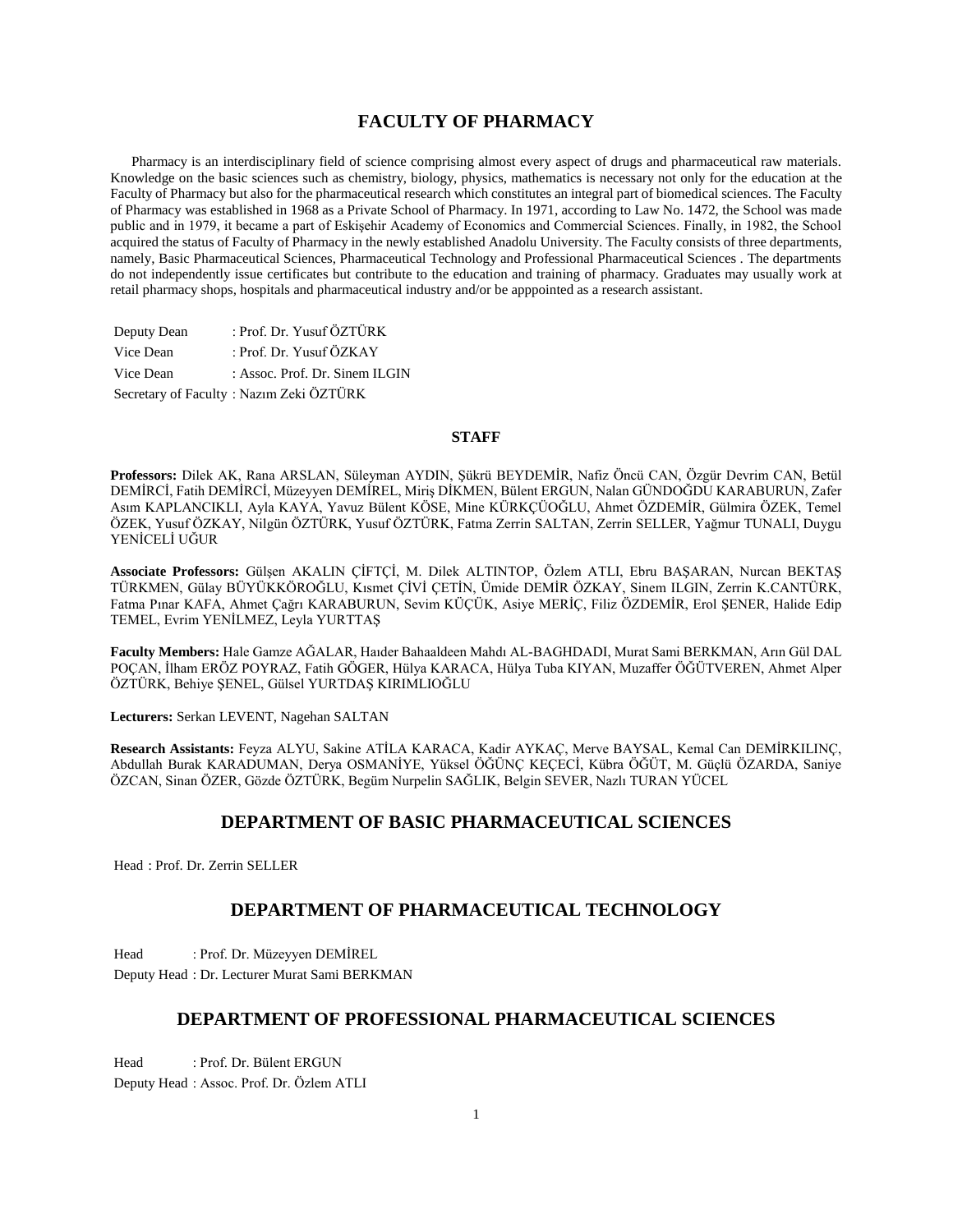# FACULTY OF PHARMACY

Pharmacy is an interdisciplinary field of science comprising almost every aspect of drugs and pharmaceutical raw materials. Knowledge on the basic sciences such as chemistry, biology, physics, mathematics is necessary not only for the education at the Faculty of Pharmacy but also for the pharmaceutical research which constitutes an integral part of biomedical sciences. The Faculty of Pharmacy was established in 1968 as a Private School of Pharmacy. In 1971, according to Law No. 1472, the School was made public and in 1979, it became a part of Eskişehir Academy of Economics and Commercial Sciences. Finally, in 1982, the School acquired the status of Faculty of Pharmacy in the newly established Anadolu University. The Faculty consists of three departments, namely, Basic Pharmaceutical Sciences, Pharmaceutical Technology and Professional Pharmaceutical Sciences . The departments do not independently issue certificates but contribute to the education and training of pharmacy. Graduates may usually work at retail pharmacy shops, hospitals and pharmaceutical industry and/or be apppointed as a research assistant.

Deputy Dean : Prof. Dr. Yusuf ÖZTÜRK
Vice Dean : Prof. Dr. Yusuf ÖZKAY
Vice Dean : Assoc. Prof. Dr. Sinem ILGIN
Secretary of Faculty : Nazım Zeki ÖZTÜRK

### STAFF

**Professors:** Dilek AK, Rana ARSLAN, Süleyman AYDIN, Şükrü BEYDEMİR, Nafiz Öncü CAN, Özgür Devrim CAN, Betül DEMİRCİ, Fatih DEMİRCİ, Müzeyyen DEMİREL, Miriş DİKMEN, Bülent ERGUN, Nalan GÜNDOĞDU KARABURUN, Zafer Asım KAPLANCIKLI, Ayla KAYA, Yavuz Bülent KÖSE, Mine KÜRKÇÜOĞLU, Ahmet ÖZDEMİR, Gülmira ÖZEK, Temel ÖZEK, Yusuf ÖZKAY, Nilgün ÖZTÜRK, Yusuf ÖZTÜRK, Fatma Zerrin SALTAN, Zerrin SELLER, Yağmur TUNALI, Duygu YENİCELİ UĞUR

**Associate Professors:** Gülşen AKALIN ÇİFTÇİ, M. Dilek ALTINTOP, Özlem ATLI, Ebru BAŞARAN, Nurcan BEKTAŞ TÜRKMEN, Gülay BÜYÜKKÖROĞLU, Kısmet ÇİVİ ÇETİN, Ümide DEMİR ÖZKAY, Sinem ILGIN, Zerrin K.CANTÜRK, Fatma Pınar KAFA, Ahmet Çağrı KARABURUN, Sevim KÜÇÜK, Asiye MERİÇ, Filiz ÖZDEMİR, Erol ŞENER, Halide Edip TEMEL, Evrim YENİLMEZ, Leyla YURTTAŞ

**Faculty Members:** Hale Gamze AĞALAR, Haıder Bahaaldeen Mahdı AL-BAGHDADI, Murat Sami BERKMAN, Arın Gül DAL POÇAN, İlham ERÖZ POYRAZ, Fatih GÖGER, Hülya KARACA, Hülya Tuba KIYAN, Muzaffer ÖĞÜTVEREN, Ahmet Alper ÖZTÜRK, Behiye ŞENEL, Gülsel YURTDAŞ KIRIMLIOĞLU

**Lecturers:** Serkan LEVENT, Nagehan SALTAN

**Research Assistants:** Feyza ALYU, Sakine ATİLA KARACA, Kadir AYKAÇ, Merve BAYSAL, Kemal Can DEMİRKILINÇ, Abdullah Burak KARADUMAN, Derya OSMANİYE, Yüksel ÖĞÜNÇ KEÇECİ, Kübra ÖĞÜT, M. Güçlü ÖZARDA, Saniye ÖZCAN, Sinan ÖZER, Gözde ÖZTÜRK, Begüm Nurpelin SAĞLIK, Belgin SEVER, Nazlı TURAN YÜCEL

## DEPARTMENT OF BASIC PHARMACEUTICAL SCIENCES

Head : Prof. Dr. Zerrin SELLER

## DEPARTMENT OF PHARMACEUTICAL TECHNOLOGY

Head : Prof. Dr. Müzeyyen DEMİREL
Deputy Head : Dr. Lecturer Murat Sami BERKMAN

## DEPARTMENT OF PROFESSIONAL PHARMACEUTICAL SCIENCES

Head : Prof. Dr. Bülent ERGUN
Deputy Head : Assoc. Prof. Dr. Özlem ATLI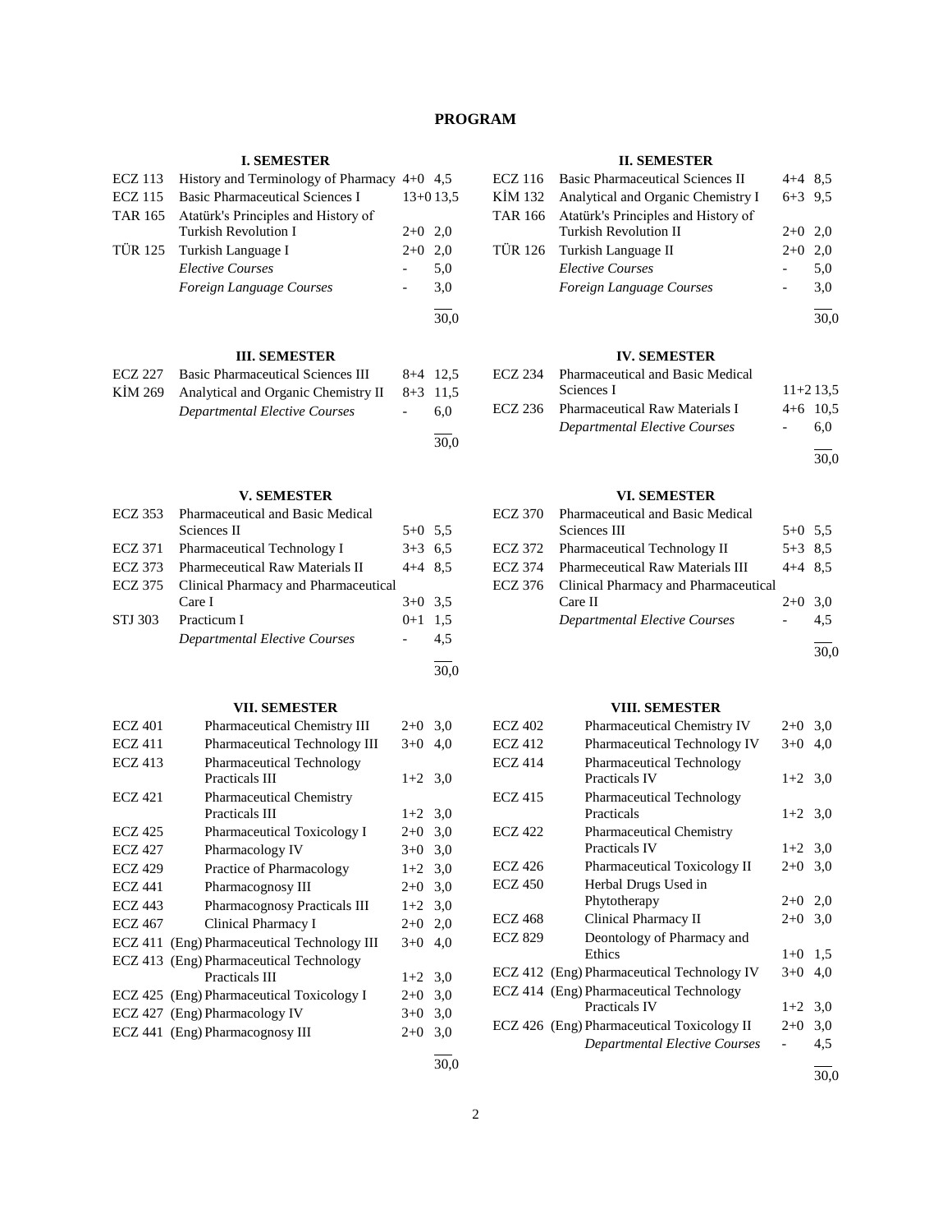# PROGRAM

### I. SEMESTER

| Code | Course | Hours | ECTS |
|---|---|---|---|
| ECZ 113 | History and Terminology of Pharmacy | 4+0 | 4,5 |
| ECZ 115 | Basic Pharmaceutical Sciences I | 13+0 | 13,5 |
| TAR 165 | Atatürk's Principles and History of Turkish Revolution I | 2+0 | 2,0 |
| TÜR 125 | Turkish Language I | 2+0 | 2,0 |
| | *Elective Courses* | - | 5,0 |
| | *Foreign Language Courses* | - | 3,0 |
| | | | 30,0 |

### II. SEMESTER

| Code | Course | Hours | ECTS |
|---|---|---|---|
| ECZ 116 | Basic Pharmaceutical Sciences II | 4+4 | 8,5 |
| KİM 132 | Analytical and Organic Chemistry I | 6+3 | 9,5 |
| TAR 166 | Atatürk's Principles and History of Turkish Revolution II | 2+0 | 2,0 |
| TÜR 126 | Turkish Language II | 2+0 | 2,0 |
| | *Elective Courses* | - | 5,0 |
| | *Foreign Language Courses* | - | 3,0 |
| | | | 30,0 |

### III. SEMESTER

| Code | Course | Hours | ECTS |
|---|---|---|---|
| ECZ 227 | Basic Pharmaceutical Sciences III | 8+4 | 12,5 |
| KİM 269 | Analytical and Organic Chemistry II | 8+3 | 11,5 |
| | *Departmental Elective Courses* | - | 6,0 |
| | | | 30,0 |

### IV. SEMESTER

| Code | Course | Hours | ECTS |
|---|---|---|---|
| ECZ 234 | Pharmaceutical and Basic Medical Sciences I | 11+2 | 13,5 |
| ECZ 236 | Pharmaceutical Raw Materials I | 4+6 | 10,5 |
| | *Departmental Elective Courses* | - | 6,0 |
| | | | 30,0 |

### V. SEMESTER

| Code | Course | Hours | ECTS |
|---|---|---|---|
| ECZ 353 | Pharmaceutical and Basic Medical Sciences II | 5+0 | 5,5 |
| ECZ 371 | Pharmaceutical Technology I | 3+3 | 6,5 |
| ECZ 373 | Pharmeceutical Raw Materials II | 4+4 | 8,5 |
| ECZ 375 | Clinical Pharmacy and Pharmaceutical Care I | 3+0 | 3,5 |
| STJ 303 | Practicum I | 0+1 | 1,5 |
| | *Departmental Elective Courses* | - | 4,5 |
| | | | 30,0 |

### VI. SEMESTER

| Code | Course | Hours | ECTS |
|---|---|---|---|
| ECZ 370 | Pharmaceutical and Basic Medical Sciences III | 5+0 | 5,5 |
| ECZ 372 | Pharmaceutical Technology II | 5+3 | 8,5 |
| ECZ 374 | Pharmeceutical Raw Materials III | 4+4 | 8,5 |
| ECZ 376 | Clinical Pharmacy and Pharmaceutical Care II | 2+0 | 3,0 |
| | *Departmental Elective Courses* | - | 4,5 |
| | | | 30,0 |

### VII. SEMESTER

| Code | Course | Hours | ECTS |
|---|---|---|---|
| ECZ 401 | Pharmaceutical Chemistry III | 2+0 | 3,0 |
| ECZ 411 | Pharmaceutical Technology III | 3+0 | 4,0 |
| ECZ 413 | Pharmaceutical Technology Practicals III | 1+2 | 3,0 |
| ECZ 421 | Pharmaceutical Chemistry Practicals III | 1+2 | 3,0 |
| ECZ 425 | Pharmaceutical Toxicology I | 2+0 | 3,0 |
| ECZ 427 | Pharmacology IV | 3+0 | 3,0 |
| ECZ 429 | Practice of Pharmacology | 1+2 | 3,0 |
| ECZ 441 | Pharmacognosy III | 2+0 | 3,0 |
| ECZ 443 | Pharmacognosy Practicals III | 1+2 | 3,0 |
| ECZ 467 | Clinical Pharmacy I | 2+0 | 2,0 |
| ECZ 411 | (Eng) Pharmaceutical Technology III | 3+0 | 4,0 |
| ECZ 413 | (Eng) Pharmaceutical Technology Practicals III | 1+2 | 3,0 |
| ECZ 425 | (Eng) Pharmaceutical Toxicology I | 2+0 | 3,0 |
| ECZ 427 | (Eng) Pharmacology IV | 3+0 | 3,0 |
| ECZ 441 | (Eng) Pharmacognosy III | 2+0 | 3,0 |
| | | | 30,0 |

### VIII. SEMESTER

| Code | Course | Hours | ECTS |
|---|---|---|---|
| ECZ 402 | Pharmaceutical Chemistry IV | 2+0 | 3,0 |
| ECZ 412 | Pharmaceutical Technology IV | 3+0 | 4,0 |
| ECZ 414 | Pharmaceutical Technology Practicals IV | 1+2 | 3,0 |
| ECZ 415 | Pharmaceutical Technology Practicals | 1+2 | 3,0 |
| ECZ 422 | Pharmaceutical Chemistry Practicals IV | 1+2 | 3,0 |
| ECZ 426 | Pharmaceutical Toxicology II | 2+0 | 3,0 |
| ECZ 450 | Herbal Drugs Used in Phytotherapy | 2+0 | 2,0 |
| ECZ 468 | Clinical Pharmacy II | 2+0 | 3,0 |
| ECZ 829 | Deontology of Pharmacy and Ethics | 1+0 | 1,5 |
| ECZ 412 | (Eng) Pharmaceutical Technology IV | 3+0 | 4,0 |
| ECZ 414 | (Eng) Pharmaceutical Technology Practicals IV | 1+2 | 3,0 |
| ECZ 426 | (Eng) Pharmaceutical Toxicology II | 2+0 | 3,0 |
| | *Departmental Elective Courses* | - | 4,5 |
| | | | 30,0 |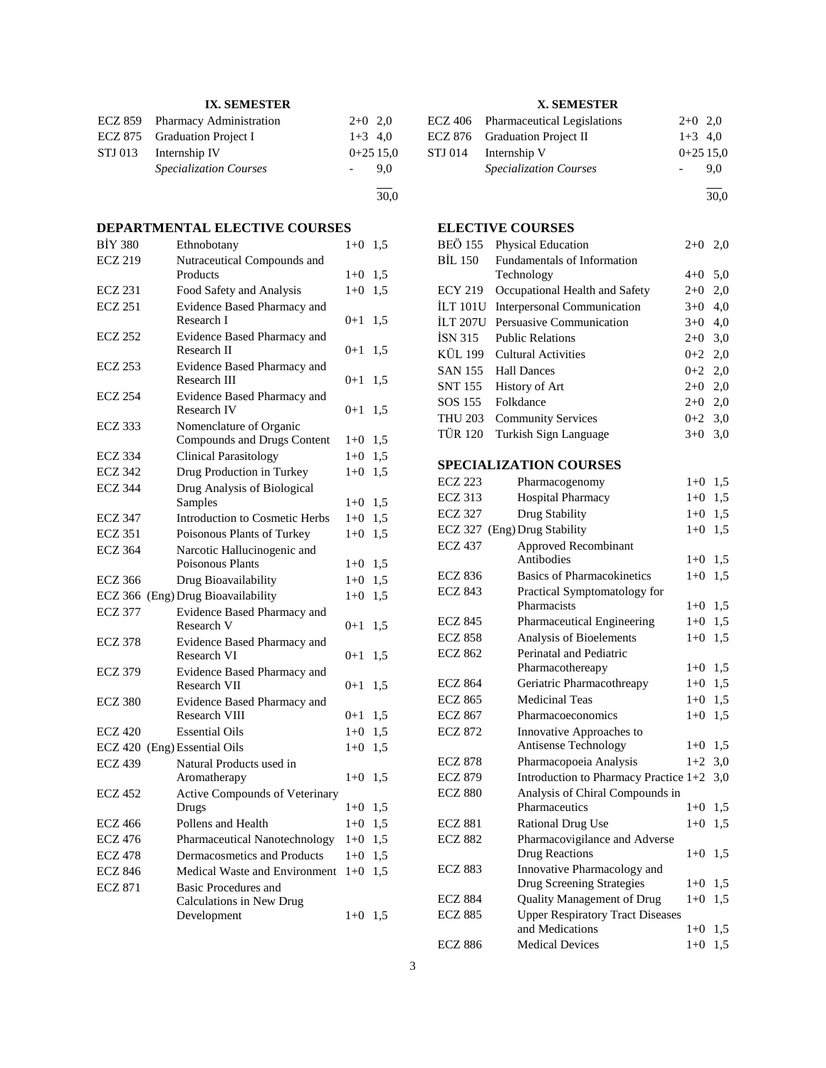## IX. SEMESTER

| | | | |
|---|---|---|---|
| ECZ 859 | Pharmacy Administration | 2+0 | 2,0 |
| ECZ 875 | Graduation Project I | 1+3 | 4,0 |
| STJ 013 | Internship IV | 0+25 | 15,0 |
| | *Specialization Courses* | - | 9,0 |
| | | | 30,0 |

## X. SEMESTER

| | | | |
|---|---|---|---|
| ECZ 406 | Pharmaceutical Legislations | 2+0 | 2,0 |
| ECZ 876 | Graduation Project II | 1+3 | 4,0 |
| STJ 014 | Internship V | 0+25 | 15,0 |
| | *Specialization Courses* | - | 9,0 |
| | | | 30,0 |

## DEPARTMENTAL ELECTIVE COURSES

| | | | |
|---|---|---|---|
| BİY 380 | Ethnobotany | 1+0 | 1,5 |
| ECZ 219 | Nutraceutical Compounds and Products | 1+0 | 1,5 |
| ECZ 231 | Food Safety and Analysis | 1+0 | 1,5 |
| ECZ 251 | Evidence Based Pharmacy and Research I | 0+1 | 1,5 |
| ECZ 252 | Evidence Based Pharmacy and Research II | 0+1 | 1,5 |
| ECZ 253 | Evidence Based Pharmacy and Research III | 0+1 | 1,5 |
| ECZ 254 | Evidence Based Pharmacy and Research IV | 0+1 | 1,5 |
| ECZ 333 | Nomenclature of Organic Compounds and Drugs Content | 1+0 | 1,5 |
| ECZ 334 | Clinical Parasitology | 1+0 | 1,5 |
| ECZ 342 | Drug Production in Turkey | 1+0 | 1,5 |
| ECZ 344 | Drug Analysis of Biological Samples | 1+0 | 1,5 |
| ECZ 347 | Introduction to Cosmetic Herbs | 1+0 | 1,5 |
| ECZ 351 | Poisonous Plants of Turkey | 1+0 | 1,5 |
| ECZ 364 | Narcotic Hallucinogenic and Poisonous Plants | 1+0 | 1,5 |
| ECZ 366 | Drug Bioavailability | 1+0 | 1,5 |
| ECZ 366 (Eng) | Drug Bioavailability | 1+0 | 1,5 |
| ECZ 377 | Evidence Based Pharmacy and Research V | 0+1 | 1,5 |
| ECZ 378 | Evidence Based Pharmacy and Research VI | 0+1 | 1,5 |
| ECZ 379 | Evidence Based Pharmacy and Research VII | 0+1 | 1,5 |
| ECZ 380 | Evidence Based Pharmacy and Research VIII | 0+1 | 1,5 |
| ECZ 420 | Essential Oils | 1+0 | 1,5 |
| ECZ 420 (Eng) | Essential Oils | 1+0 | 1,5 |
| ECZ 439 | Natural Products used in Aromatherapy | 1+0 | 1,5 |
| ECZ 452 | Active Compounds of Veterinary Drugs | 1+0 | 1,5 |
| ECZ 466 | Pollens and Health | 1+0 | 1,5 |
| ECZ 476 | Pharmaceutical Nanotechnology | 1+0 | 1,5 |
| ECZ 478 | Dermacosmetics and Products | 1+0 | 1,5 |
| ECZ 846 | Medical Waste and Environment | 1+0 | 1,5 |
| ECZ 871 | Basic Procedures and Calculations in New Drug Development | 1+0 | 1,5 |

## ELECTIVE COURSES

| | | | |
|---|---|---|---|
| BEÖ 155 | Physical Education | 2+0 | 2,0 |
| BİL 150 | Fundamentals of Information Technology | 4+0 | 5,0 |
| ECY 219 | Occupational Health and Safety | 2+0 | 2,0 |
| İLT 101U | Interpersonal Communication | 3+0 | 4,0 |
| İLT 207U | Persuasive Communication | 3+0 | 4,0 |
| İSN 315 | Public Relations | 2+0 | 3,0 |
| KÜL 199 | Cultural Activities | 0+2 | 2,0 |
| SAN 155 | Hall Dances | 0+2 | 2,0 |
| SNT 155 | History of Art | 2+0 | 2,0 |
| SOS 155 | Folkdance | 2+0 | 2,0 |
| THU 203 | Community Services | 0+2 | 3,0 |
| TÜR 120 | Turkish Sign Language | 3+0 | 3,0 |

## SPECIALIZATION COURSES

| | | | |
|---|---|---|---|
| ECZ 223 | Pharmacogenomy | 1+0 | 1,5 |
| ECZ 313 | Hospital Pharmacy | 1+0 | 1,5 |
| ECZ 327 | Drug Stability | 1+0 | 1,5 |
| ECZ 327 (Eng) | Drug Stability | 1+0 | 1,5 |
| ECZ 437 | Approved Recombinant Antibodies | 1+0 | 1,5 |
| ECZ 836 | Basics of Pharmacokinetics | 1+0 | 1,5 |
| ECZ 843 | Practical Symptomatology for Pharmacists | 1+0 | 1,5 |
| ECZ 845 | Pharmaceutical Engineering | 1+0 | 1,5 |
| ECZ 858 | Analysis of Bioelements | 1+0 | 1,5 |
| ECZ 862 | Perinatal and Pediatric Pharmacothereapy | 1+0 | 1,5 |
| ECZ 864 | Geriatric Pharmacothreapy | 1+0 | 1,5 |
| ECZ 865 | Medicinal Teas | 1+0 | 1,5 |
| ECZ 867 | Pharmacoeconomics | 1+0 | 1,5 |
| ECZ 872 | Innovative Approaches to Antisense Technology | 1+0 | 1,5 |
| ECZ 878 | Pharmacopoeia Analysis | 1+2 | 3,0 |
| ECZ 879 | Introduction to Pharmacy Practice | 1+2 | 3,0 |
| ECZ 880 | Analysis of Chiral Compounds in Pharmaceutics | 1+0 | 1,5 |
| ECZ 881 | Rational Drug Use | 1+0 | 1,5 |
| ECZ 882 | Pharmacovigilance and Adverse Drug Reactions | 1+0 | 1,5 |
| ECZ 883 | Innovative Pharmacology and Drug Screening Strategies | 1+0 | 1,5 |
| ECZ 884 | Quality Management of Drug | 1+0 | 1,5 |
| ECZ 885 | Upper Respiratory Tract Diseases and Medications | 1+0 | 1,5 |
| ECZ 886 | Medical Devices | 1+0 | 1,5 |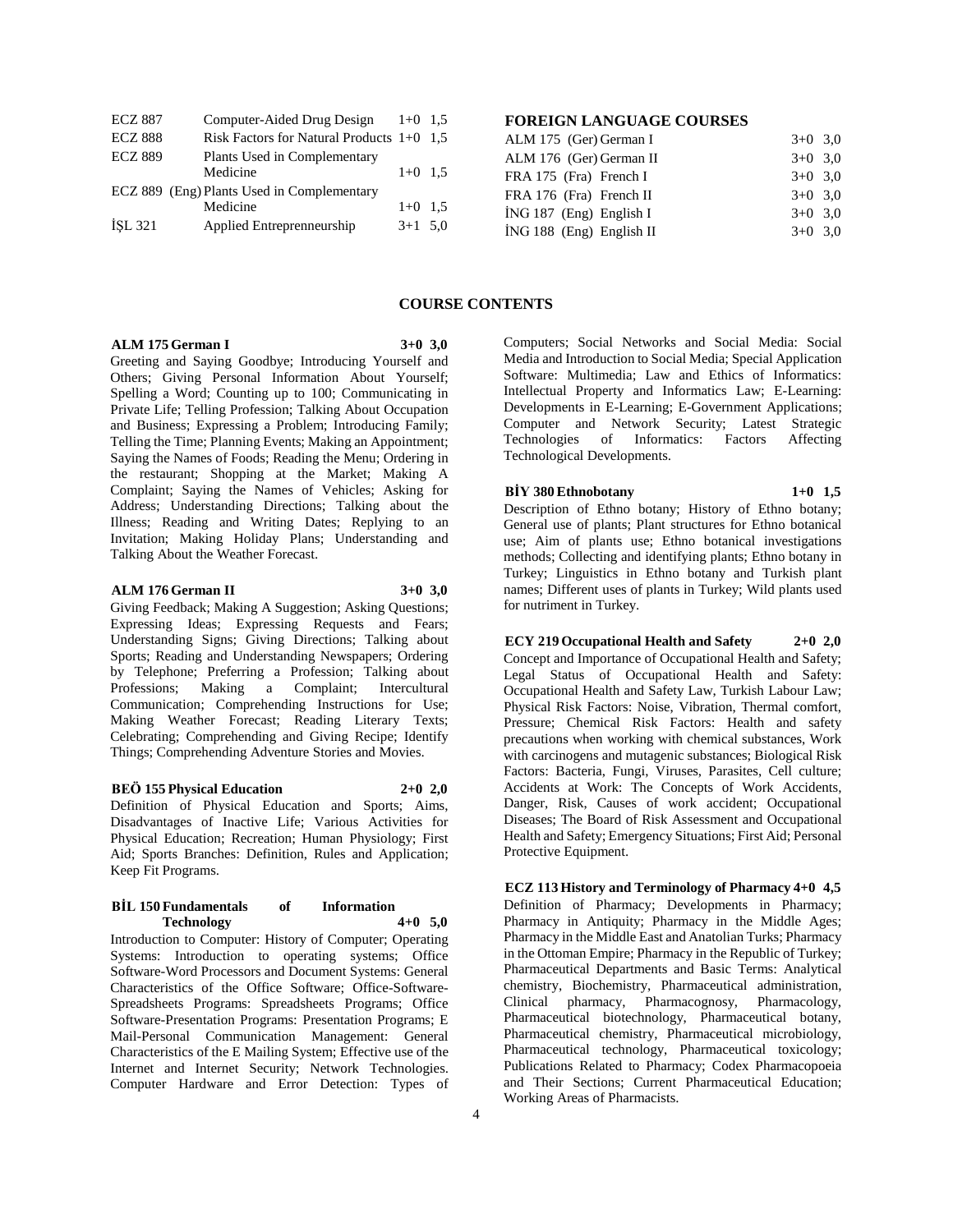| | | | |
|---|---|---|---|
| ECZ 887 | Computer-Aided Drug Design | 1+0 | 1,5 |
| ECZ 888 | Risk Factors for Natural Products | 1+0 | 1,5 |
| ECZ 889 | Plants Used in Complementary Medicine | 1+0 | 1,5 |
| ECZ 889 (Eng) | Plants Used in Complementary Medicine | 1+0 | 1,5 |
| İŞL 321 | Applied Entrepreneurship | 3+1 | 5,0 |

## FOREIGN LANGUAGE COURSES

| | | | |
|---|---|---|---|
| ALM 175 (Ger) | German I | 3+0 | 3,0 |
| ALM 176 (Ger) | German II | 3+0 | 3,0 |
| FRA 175 (Fra) | French I | 3+0 | 3,0 |
| FRA 176 (Fra) | French II | 3+0 | 3,0 |
| İNG 187 (Eng) | English I | 3+0 | 3,0 |
| İNG 188 (Eng) | English II | 3+0 | 3,0 |

# COURSE CONTENTS

**ALM 175 German I 3+0 3,0**

Greeting and Saying Goodbye; Introducing Yourself and Others; Giving Personal Information About Yourself; Spelling a Word; Counting up to 100; Communicating in Private Life; Telling Profession; Talking About Occupation and Business; Expressing a Problem; Introducing Family; Telling the Time; Planning Events; Making an Appointment; Saying the Names of Foods; Reading the Menu; Ordering in the restaurant; Shopping at the Market; Making A Complaint; Saying the Names of Vehicles; Asking for Address; Understanding Directions; Talking about the Illness; Reading and Writing Dates; Replying to an Invitation; Making Holiday Plans; Understanding and Talking About the Weather Forecast.

**ALM 176 German II 3+0 3,0**

Giving Feedback; Making A Suggestion; Asking Questions; Expressing Ideas; Expressing Requests and Fears; Understanding Signs; Giving Directions; Talking about Sports; Reading and Understanding Newspapers; Ordering by Telephone; Preferring a Profession; Talking about Professions; Making a Complaint; Intercultural Communication; Comprehending Instructions for Use; Making Weather Forecast; Reading Literary Texts; Celebrating; Comprehending and Giving Recipe; Identify Things; Comprehending Adventure Stories and Movies.

**BEÖ 155 Physical Education 2+0 2,0**

Definition of Physical Education and Sports; Aims, Disadvantages of Inactive Life; Various Activities for Physical Education; Recreation; Human Physiology; First Aid; Sports Branches: Definition, Rules and Application; Keep Fit Programs.

**BİL 150 Fundamentals of Information Technology 4+0 5,0**

Introduction to Computer: History of Computer; Operating Systems: Introduction to operating systems; Office Software-Word Processors and Document Systems: General Characteristics of the Office Software; Office-Software-Spreadsheets Programs: Spreadsheets Programs; Office Software-Presentation Programs: Presentation Programs; E Mail-Personal Communication Management: General Characteristics of the E Mailing System; Effective use of the Internet and Internet Security; Network Technologies. Computer Hardware and Error Detection: Types of Computers; Social Networks and Social Media: Social Media and Introduction to Social Media; Special Application Software: Multimedia; Law and Ethics of Informatics: Intellectual Property and Informatics Law; E-Learning: Developments in E-Learning; E-Government Applications; Computer and Network Security; Latest Strategic Technologies of Informatics: Factors Affecting Technological Developments.

**BİY 380 Ethnobotany 1+0 1,5**

Description of Ethno botany; History of Ethno botany; General use of plants; Plant structures for Ethno botanical use; Aim of plants use; Ethno botanical investigations methods; Collecting and identifying plants; Ethno botany in Turkey; Linguistics in Ethno botany and Turkish plant names; Different uses of plants in Turkey; Wild plants used for nutriment in Turkey.

**ECY 219 Occupational Health and Safety 2+0 2,0**

Concept and Importance of Occupational Health and Safety; Legal Status of Occupational Health and Safety: Occupational Health and Safety Law, Turkish Labour Law; Physical Risk Factors: Noise, Vibration, Thermal comfort, Pressure; Chemical Risk Factors: Health and safety precautions when working with chemical substances, Work with carcinogens and mutagenic substances; Biological Risk Factors: Bacteria, Fungi, Viruses, Parasites, Cell culture; Accidents at Work: The Concepts of Work Accidents, Danger, Risk, Causes of work accident; Occupational Diseases; The Board of Risk Assessment and Occupational Health and Safety; Emergency Situations; First Aid; Personal Protective Equipment.

**ECZ 113 History and Terminology of Pharmacy 4+0 4,5**

Definition of Pharmacy; Developments in Pharmacy; Pharmacy in Antiquity; Pharmacy in the Middle Ages; Pharmacy in the Middle East and Anatolian Turks; Pharmacy in the Ottoman Empire; Pharmacy in the Republic of Turkey; Pharmaceutical Departments and Basic Terms: Analytical chemistry, Biochemistry, Pharmaceutical administration, Clinical pharmacy, Pharmacognosy, Pharmacology, Pharmaceutical biotechnology, Pharmaceutical botany, Pharmaceutical chemistry, Pharmaceutical microbiology, Pharmaceutical technology, Pharmaceutical toxicology; Publications Related to Pharmacy; Codex Pharmacopoeia and Their Sections; Current Pharmaceutical Education; Working Areas of Pharmacists.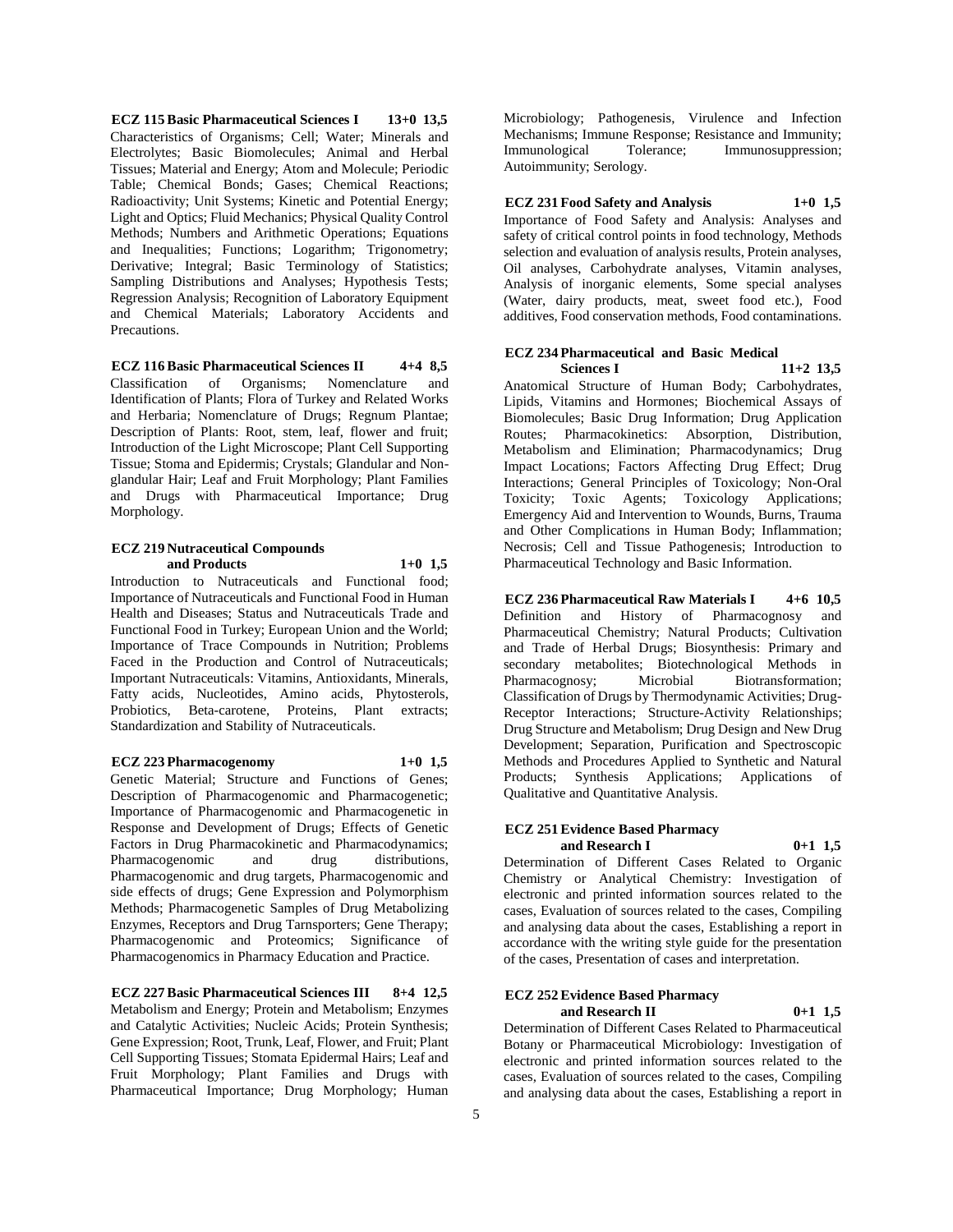**ECZ 115 Basic Pharmaceutical Sciences I 13+0 13,5**
Characteristics of Organisms; Cell; Water; Minerals and Electrolytes; Basic Biomolecules; Animal and Herbal Tissues; Material and Energy; Atom and Molecule; Periodic Table; Chemical Bonds; Gases; Chemical Reactions; Radioactivity; Unit Systems; Kinetic and Potential Energy; Light and Optics; Fluid Mechanics; Physical Quality Control Methods; Numbers and Arithmetic Operations; Equations and Inequalities; Functions; Logarithm; Trigonometry; Derivative; Integral; Basic Terminology of Statistics; Sampling Distributions and Analyses; Hypothesis Tests; Regression Analysis; Recognition of Laboratory Equipment and Chemical Materials; Laboratory Accidents and Precautions.

**ECZ 116 Basic Pharmaceutical Sciences II 4+4 8,5**
Classification of Organisms; Nomenclature and Identification of Plants; Flora of Turkey and Related Works and Herbaria; Nomenclature of Drugs; Regnum Plantae; Description of Plants: Root, stem, leaf, flower and fruit; Introduction of the Light Microscope; Plant Cell Supporting Tissue; Stoma and Epidermis; Crystals; Glandular and Non-glandular Hair; Leaf and Fruit Morphology; Plant Families and Drugs with Pharmaceutical Importance; Drug Morphology.

**ECZ 219 Nutraceutical Compounds and Products 1+0 1,5**
Introduction to Nutraceuticals and Functional food; Importance of Nutraceuticals and Functional Food in Human Health and Diseases; Status and Nutraceuticals Trade and Functional Food in Turkey; European Union and the World; Importance of Trace Compounds in Nutrition; Problems Faced in the Production and Control of Nutraceuticals; Important Nutraceuticals: Vitamins, Antioxidants, Minerals, Fatty acids, Nucleotides, Amino acids, Phytosterols, Probiotics, Beta-carotene, Proteins, Plant extracts; Standardization and Stability of Nutraceuticals.

**ECZ 223 Pharmacogenomy 1+0 1,5**
Genetic Material; Structure and Functions of Genes; Description of Pharmacogenomic and Pharmacogenetic; Importance of Pharmacogenomic and Pharmacogenetic in Response and Development of Drugs; Effects of Genetic Factors in Drug Pharmacokinetic and Pharmacodynamics; Pharmacogenomic and drug distributions, Pharmacogenomic and drug targets, Pharmacogenomic and side effects of drugs; Gene Expression and Polymorphism Methods; Pharmacogenetic Samples of Drug Metabolizing Enzymes, Receptors and Drug Tarnsporters; Gene Therapy; Pharmacogenomic and Proteomics; Significance of Pharmacogenomics in Pharmacy Education and Practice.

**ECZ 227 Basic Pharmaceutical Sciences III 8+4 12,5**
Metabolism and Energy; Protein and Metabolism; Enzymes and Catalytic Activities; Nucleic Acids; Protein Synthesis; Gene Expression; Root, Trunk, Leaf, Flower, and Fruit; Plant Cell Supporting Tissues; Stomata Epidermal Hairs; Leaf and Fruit Morphology; Plant Families and Drugs with Pharmaceutical Importance; Drug Morphology; Human Microbiology; Pathogenesis, Virulence and Infection Mechanisms; Immune Response; Resistance and Immunity; Immunological Tolerance; Immunosuppression; Autoimmunity; Serology.

**ECZ 231 Food Safety and Analysis 1+0 1,5**
Importance of Food Safety and Analysis: Analyses and safety of critical control points in food technology, Methods selection and evaluation of analysis results, Protein analyses, Oil analyses, Carbohydrate analyses, Vitamin analyses, Analysis of inorganic elements, Some special analyses (Water, dairy products, meat, sweet food etc.), Food additives, Food conservation methods, Food contaminations.

**ECZ 234 Pharmaceutical and Basic Medical Sciences I 11+2 13,5**
Anatomical Structure of Human Body; Carbohydrates, Lipids, Vitamins and Hormones; Biochemical Assays of Biomolecules; Basic Drug Information; Drug Application Routes; Pharmacokinetics: Absorption, Distribution, Metabolism and Elimination; Pharmacodynamics; Drug Impact Locations; Factors Affecting Drug Effect; Drug Interactions; General Principles of Toxicology; Non-Oral Toxicity; Toxic Agents; Toxicology Applications; Emergency Aid and Intervention to Wounds, Burns, Trauma and Other Complications in Human Body; Inflammation; Necrosis; Cell and Tissue Pathogenesis; Introduction to Pharmaceutical Technology and Basic Information.

**ECZ 236 Pharmaceutical Raw Materials I 4+6 10,5**
Definition and History of Pharmacognosy and Pharmaceutical Chemistry; Natural Products; Cultivation and Trade of Herbal Drugs; Biosynthesis: Primary and secondary metabolites; Biotechnological Methods in Pharmacognosy; Microbial Biotransformation; Classification of Drugs by Thermodynamic Activities; Drug-Receptor Interactions; Structure-Activity Relationships; Drug Structure and Metabolism; Drug Design and New Drug Development; Separation, Purification and Spectroscopic Methods and Procedures Applied to Synthetic and Natural Products; Synthesis Applications; Applications of Qualitative and Quantitative Analysis.

**ECZ 251 Evidence Based Pharmacy and Research I 0+1 1,5**
Determination of Different Cases Related to Organic Chemistry or Analytical Chemistry: Investigation of electronic and printed information sources related to the cases, Evaluation of sources related to the cases, Compiling and analysing data about the cases, Establishing a report in accordance with the writing style guide for the presentation of the cases, Presentation of cases and interpretation.

**ECZ 252 Evidence Based Pharmacy and Research II 0+1 1,5**
Determination of Different Cases Related to Pharmaceutical Botany or Pharmaceutical Microbiology: Investigation of electronic and printed information sources related to the cases, Evaluation of sources related to the cases, Compiling and analysing data about the cases, Establishing a report in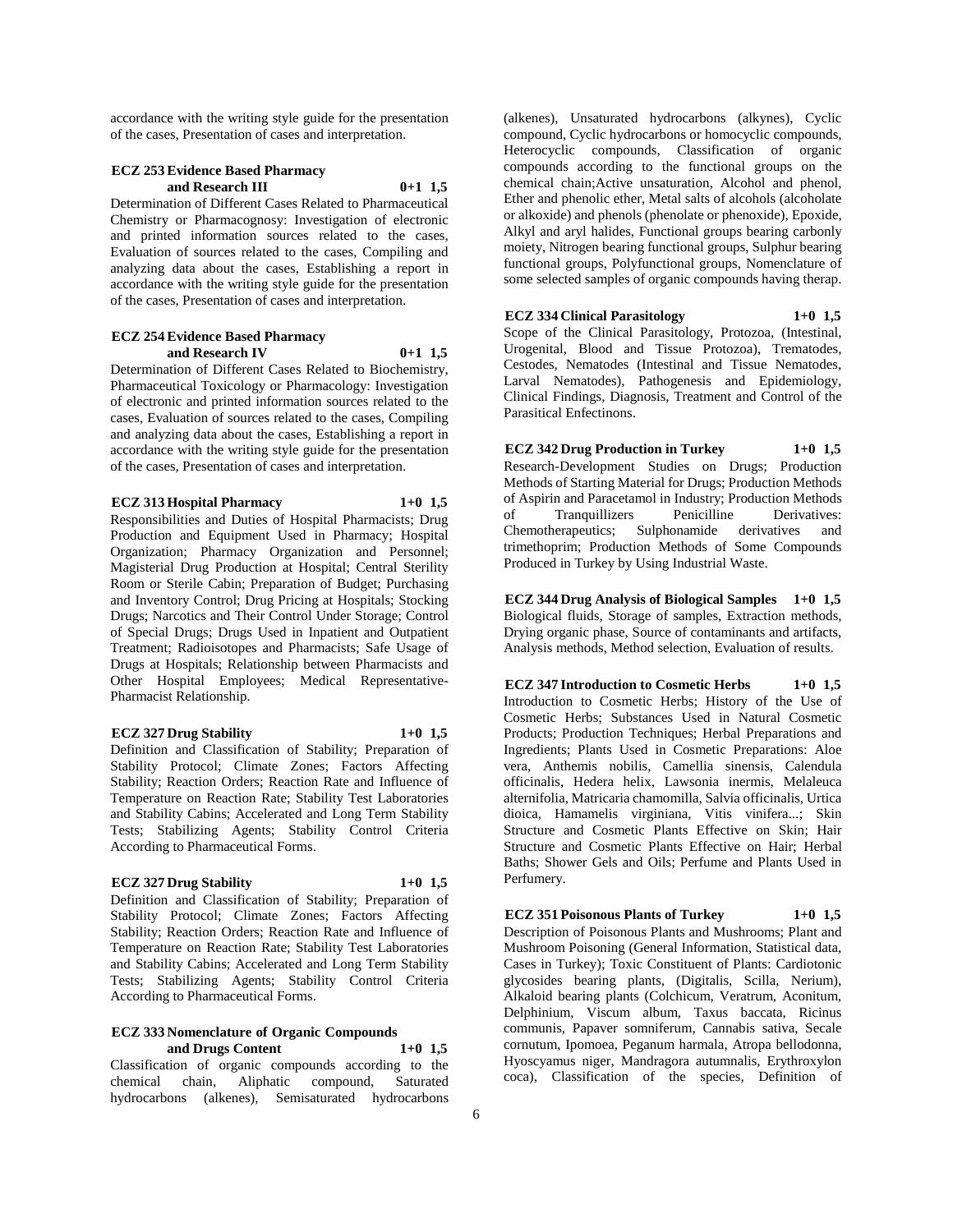accordance with the writing style guide for the presentation of the cases, Presentation of cases and interpretation.

**ECZ 253 Evidence Based Pharmacy and Research III 0+1 1,5**

Determination of Different Cases Related to Pharmaceutical Chemistry or Pharmacognosy: Investigation of electronic and printed information sources related to the cases, Evaluation of sources related to the cases, Compiling and analyzing data about the cases, Establishing a report in accordance with the writing style guide for the presentation of the cases, Presentation of cases and interpretation.

**ECZ 254 Evidence Based Pharmacy and Research IV 0+1 1,5**

Determination of Different Cases Related to Biochemistry, Pharmaceutical Toxicology or Pharmacology: Investigation of electronic and printed information sources related to the cases, Evaluation of sources related to the cases, Compiling and analyzing data about the cases, Establishing a report in accordance with the writing style guide for the presentation of the cases, Presentation of cases and interpretation.

**ECZ 313 Hospital Pharmacy 1+0 1,5**

Responsibilities and Duties of Hospital Pharmacists; Drug Production and Equipment Used in Pharmacy; Hospital Organization; Pharmacy Organization and Personnel; Magisterial Drug Production at Hospital; Central Sterility Room or Sterile Cabin; Preparation of Budget; Purchasing and Inventory Control; Drug Pricing at Hospitals; Stocking Drugs; Narcotics and Their Control Under Storage; Control of Special Drugs; Drugs Used in Inpatient and Outpatient Treatment; Radioisotopes and Pharmacists; Safe Usage of Drugs at Hospitals; Relationship between Pharmacists and Other Hospital Employees; Medical Representative-Pharmacist Relationship.

**ECZ 327 Drug Stability 1+0 1,5**

Definition and Classification of Stability; Preparation of Stability Protocol; Climate Zones; Factors Affecting Stability; Reaction Orders; Reaction Rate and Influence of Temperature on Reaction Rate; Stability Test Laboratories and Stability Cabins; Accelerated and Long Term Stability Tests; Stabilizing Agents; Stability Control Criteria According to Pharmaceutical Forms.

**ECZ 327 Drug Stability 1+0 1,5**

Definition and Classification of Stability; Preparation of Stability Protocol; Climate Zones; Factors Affecting Stability; Reaction Orders; Reaction Rate and Influence of Temperature on Reaction Rate; Stability Test Laboratories and Stability Cabins; Accelerated and Long Term Stability Tests; Stabilizing Agents; Stability Control Criteria According to Pharmaceutical Forms.

**ECZ 333 Nomenclature of Organic Compounds and Drugs Content 1+0 1,5**

Classification of organic compounds according to the chemical chain, Aliphatic compound, Saturated hydrocarbons (alkenes), Semisaturated hydrocarbons (alkenes), Unsaturated hydrocarbons (alkynes), Cyclic compound, Cyclic hydrocarbons or homocyclic compounds, Heterocyclic compounds, Classification of organic compounds according to the functional groups on the chemical chain;Active unsaturation, Alcohol and phenol, Ether and phenolic ether, Metal salts of alcohols (alcoholate or alkoxide) and phenols (phenolate or phenoxide), Epoxide, Alkyl and aryl halides, Functional groups bearing carbonly moiety, Nitrogen bearing functional groups, Sulphur bearing functional groups, Polyfunctional groups, Nomenclature of some selected samples of organic compounds having therap.

**ECZ 334 Clinical Parasitology 1+0 1,5**

Scope of the Clinical Parasitology, Protozoa, (Intestinal, Urogenital, Blood and Tissue Protozoa), Trematodes, Cestodes, Nematodes (Intestinal and Tissue Nematodes, Larval Nematodes), Pathogenesis and Epidemiology, Clinical Findings, Diagnosis, Treatment and Control of the Parasitical Enfectinons.

**ECZ 342 Drug Production in Turkey 1+0 1,5**

Research-Development Studies on Drugs; Production Methods of Starting Material for Drugs; Production Methods of Aspirin and Paracetamol in Industry; Production Methods of Tranquillizers Penicilline Derivatives: Chemotherapeutics; Sulphonamide derivatives and trimethoprim; Production Methods of Some Compounds Produced in Turkey by Using Industrial Waste.

**ECZ 344 Drug Analysis of Biological Samples 1+0 1,5**

Biological fluids, Storage of samples, Extraction methods, Drying organic phase, Source of contaminants and artifacts, Analysis methods, Method selection, Evaluation of results.

**ECZ 347 Introduction to Cosmetic Herbs 1+0 1,5**

Introduction to Cosmetic Herbs; History of the Use of Cosmetic Herbs; Substances Used in Natural Cosmetic Products; Production Techniques; Herbal Preparations and Ingredients; Plants Used in Cosmetic Preparations: Aloe vera, Anthemis nobilis, Camellia sinensis, Calendula officinalis, Hedera helix, Lawsonia inermis, Melaleuca alternifolia, Matricaria chamomilla, Salvia officinalis, Urtica dioica, Hamamelis virginiana, Vitis vinifera...; Skin Structure and Cosmetic Plants Effective on Skin; Hair Structure and Cosmetic Plants Effective on Hair; Herbal Baths; Shower Gels and Oils; Perfume and Plants Used in Perfumery.

**ECZ 351 Poisonous Plants of Turkey 1+0 1,5**

Description of Poisonous Plants and Mushrooms; Plant and Mushroom Poisoning (General Information, Statistical data, Cases in Turkey); Toxic Constituent of Plants: Cardiotonic glycosides bearing plants, (Digitalis, Scilla, Nerium), Alkaloid bearing plants (Colchicum, Veratrum, Aconitum, Delphinium, Viscum album, Taxus baccata, Ricinus communis, Papaver somniferum, Cannabis sativa, Secale cornutum, Ipomoea, Peganum harmala, Atropa bellodonna, Hyoscyamus niger, Mandragora autumnalis, Erythroxylon coca), Classification of the species, Definition of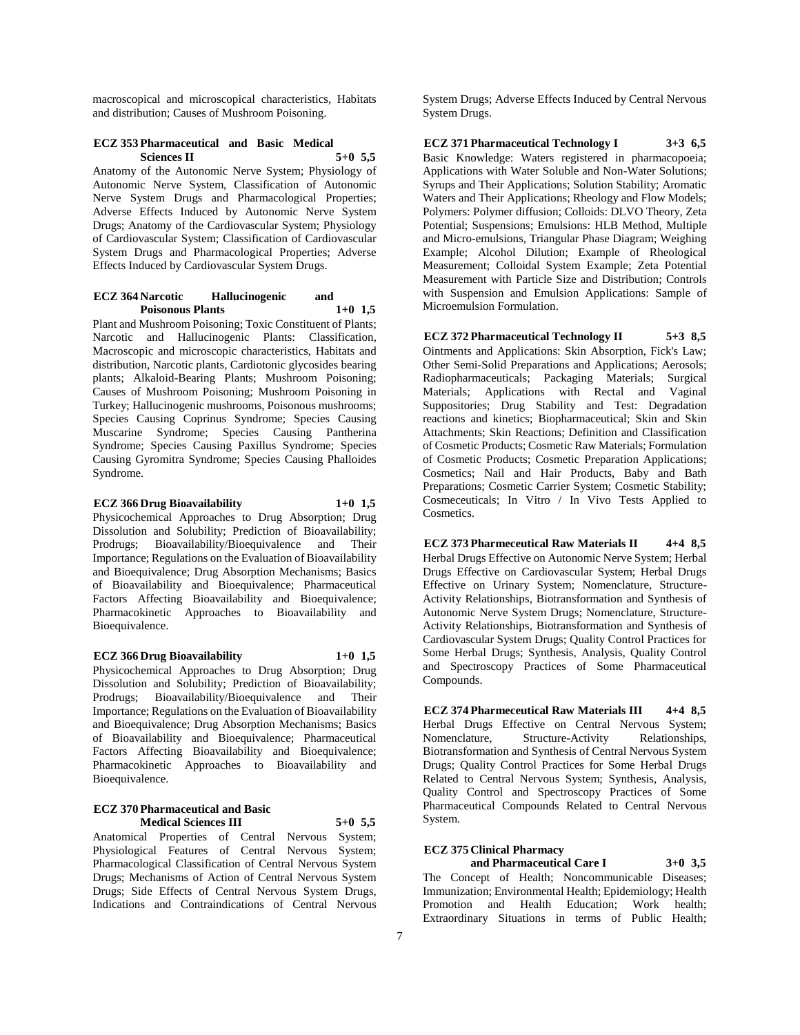macroscopical and microscopical characteristics, Habitats and distribution; Causes of Mushroom Poisoning.

**ECZ 353 Pharmaceutical and Basic Medical Sciences II 5+0 5,5**

Anatomy of the Autonomic Nerve System; Physiology of Autonomic Nerve System, Classification of Autonomic Nerve System Drugs and Pharmacological Properties; Adverse Effects Induced by Autonomic Nerve System Drugs; Anatomy of the Cardiovascular System; Physiology of Cardiovascular System; Classification of Cardiovascular System Drugs and Pharmacological Properties; Adverse Effects Induced by Cardiovascular System Drugs.

**ECZ 364 Narcotic Hallucinogenic and Poisonous Plants 1+0 1,5**

Plant and Mushroom Poisoning; Toxic Constituent of Plants; Narcotic and Hallucinogenic Plants: Classification, Macroscopic and microscopic characteristics, Habitats and distribution, Narcotic plants, Cardiotonic glycosides bearing plants; Alkaloid-Bearing Plants; Mushroom Poisoning; Causes of Mushroom Poisoning; Mushroom Poisoning in Turkey; Hallucinogenic mushrooms, Poisonous mushrooms; Species Causing Coprinus Syndrome; Species Causing Muscarine Syndrome; Species Causing Pantherina Syndrome; Species Causing Paxillus Syndrome; Species Causing Gyromitra Syndrome; Species Causing Phalloides Syndrome.

**ECZ 366 Drug Bioavailability 1+0 1,5**

Physicochemical Approaches to Drug Absorption; Drug Dissolution and Solubility; Prediction of Bioavailability; Prodrugs; Bioavailability/Bioequivalence and Their Importance; Regulations on the Evaluation of Bioavailability and Bioequivalence; Drug Absorption Mechanisms; Basics of Bioavailability and Bioequivalence; Pharmaceutical Factors Affecting Bioavailability and Bioequivalence; Pharmacokinetic Approaches to Bioavailability and Bioequivalence.

**ECZ 366 Drug Bioavailability 1+0 1,5**

Physicochemical Approaches to Drug Absorption; Drug Dissolution and Solubility; Prediction of Bioavailability; Prodrugs; Bioavailability/Bioequivalence and Their Importance; Regulations on the Evaluation of Bioavailability and Bioequivalence; Drug Absorption Mechanisms; Basics of Bioavailability and Bioequivalence; Pharmaceutical Factors Affecting Bioavailability and Bioequivalence; Pharmacokinetic Approaches to Bioavailability and Bioequivalence.

**ECZ 370 Pharmaceutical and Basic Medical Sciences III 5+0 5,5**

Anatomical Properties of Central Nervous System; Physiological Features of Central Nervous System; Pharmacological Classification of Central Nervous System Drugs; Mechanisms of Action of Central Nervous System Drugs; Side Effects of Central Nervous System Drugs, Indications and Contraindications of Central Nervous System Drugs; Adverse Effects Induced by Central Nervous System Drugs.

**ECZ 371 Pharmaceutical Technology I 3+3 6,5**

Basic Knowledge: Waters registered in pharmacopoeia; Applications with Water Soluble and Non-Water Solutions; Syrups and Their Applications; Solution Stability; Aromatic Waters and Their Applications; Rheology and Flow Models; Polymers: Polymer diffusion; Colloids: DLVO Theory, Zeta Potential; Suspensions; Emulsions: HLB Method, Multiple and Micro-emulsions, Triangular Phase Diagram; Weighing Example; Alcohol Dilution; Example of Rheological Measurement; Colloidal System Example; Zeta Potential Measurement with Particle Size and Distribution; Controls with Suspension and Emulsion Applications: Sample of Microemulsion Formulation.

**ECZ 372 Pharmaceutical Technology II 5+3 8,5**

Ointments and Applications: Skin Absorption, Fick's Law; Other Semi-Solid Preparations and Applications; Aerosols; Radiopharmaceuticals; Packaging Materials; Surgical Materials; Applications with Rectal and Vaginal Suppositories; Drug Stability and Test: Degradation reactions and kinetics; Biopharmaceutical; Skin and Skin Attachments; Skin Reactions; Definition and Classification of Cosmetic Products; Cosmetic Raw Materials; Formulation of Cosmetic Products; Cosmetic Preparation Applications; Cosmetics; Nail and Hair Products, Baby and Bath Preparations; Cosmetic Carrier System; Cosmetic Stability; Cosmeceuticals; In Vitro / In Vivo Tests Applied to Cosmetics.

**ECZ 373 Pharmeceutical Raw Materials II 4+4 8,5**

Herbal Drugs Effective on Autonomic Nerve System; Herbal Drugs Effective on Cardiovascular System; Herbal Drugs Effective on Urinary System; Nomenclature, Structure-Activity Relationships, Biotransformation and Synthesis of Autonomic Nerve System Drugs; Nomenclature, Structure-Activity Relationships, Biotransformation and Synthesis of Cardiovascular System Drugs; Quality Control Practices for Some Herbal Drugs; Synthesis, Analysis, Quality Control and Spectroscopy Practices of Some Pharmaceutical Compounds.

**ECZ 374 Pharmeceutical Raw Materials III 4+4 8,5**

Herbal Drugs Effective on Central Nervous System; Nomenclature, Structure-Activity Relationships, Biotransformation and Synthesis of Central Nervous System Drugs; Quality Control Practices for Some Herbal Drugs Related to Central Nervous System; Synthesis, Analysis, Quality Control and Spectroscopy Practices of Some Pharmaceutical Compounds Related to Central Nervous System.

**ECZ 375 Clinical Pharmacy and Pharmaceutical Care I 3+0 3,5**

The Concept of Health; Noncommunicable Diseases; Immunization; Environmental Health; Epidemiology; Health Promotion and Health Education; Work health; Extraordinary Situations in terms of Public Health;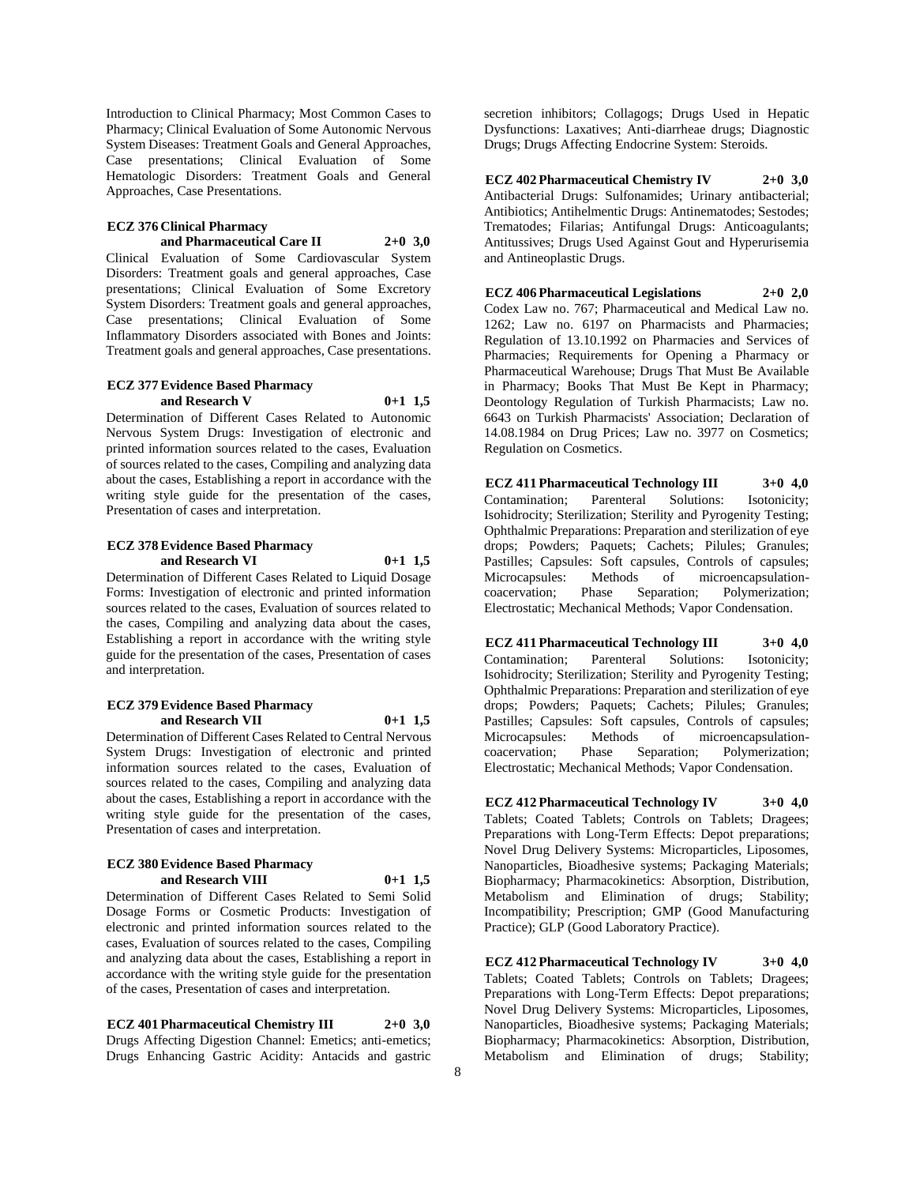Introduction to Clinical Pharmacy; Most Common Cases to Pharmacy; Clinical Evaluation of Some Autonomic Nervous System Diseases: Treatment Goals and General Approaches, Case presentations; Clinical Evaluation of Some Hematologic Disorders: Treatment Goals and General Approaches, Case Presentations.

**ECZ 376 Clinical Pharmacy and Pharmaceutical Care II 2+0 3,0**

Clinical Evaluation of Some Cardiovascular System Disorders: Treatment goals and general approaches, Case presentations; Clinical Evaluation of Some Excretory System Disorders: Treatment goals and general approaches, Case presentations; Clinical Evaluation of Some Inflammatory Disorders associated with Bones and Joints: Treatment goals and general approaches, Case presentations.

**ECZ 377 Evidence Based Pharmacy and Research V 0+1 1,5**

Determination of Different Cases Related to Autonomic Nervous System Drugs: Investigation of electronic and printed information sources related to the cases, Evaluation of sources related to the cases, Compiling and analyzing data about the cases, Establishing a report in accordance with the writing style guide for the presentation of the cases, Presentation of cases and interpretation.

**ECZ 378 Evidence Based Pharmacy and Research VI 0+1 1,5**

Determination of Different Cases Related to Liquid Dosage Forms: Investigation of electronic and printed information sources related to the cases, Evaluation of sources related to the cases, Compiling and analyzing data about the cases, Establishing a report in accordance with the writing style guide for the presentation of the cases, Presentation of cases and interpretation.

**ECZ 379 Evidence Based Pharmacy and Research VII 0+1 1,5**

Determination of Different Cases Related to Central Nervous System Drugs: Investigation of electronic and printed information sources related to the cases, Evaluation of sources related to the cases, Compiling and analyzing data about the cases, Establishing a report in accordance with the writing style guide for the presentation of the cases, Presentation of cases and interpretation.

**ECZ 380 Evidence Based Pharmacy and Research VIII 0+1 1,5**

Determination of Different Cases Related to Semi Solid Dosage Forms or Cosmetic Products: Investigation of electronic and printed information sources related to the cases, Evaluation of sources related to the cases, Compiling and analyzing data about the cases, Establishing a report in accordance with the writing style guide for the presentation of the cases, Presentation of cases and interpretation.

**ECZ 401 Pharmaceutical Chemistry III 2+0 3,0**

Drugs Affecting Digestion Channel: Emetics; anti-emetics; Drugs Enhancing Gastric Acidity: Antacids and gastric secretion inhibitors; Collagogs; Drugs Used in Hepatic Dysfunctions: Laxatives; Anti-diarrheae drugs; Diagnostic Drugs; Drugs Affecting Endocrine System: Steroids.

**ECZ 402 Pharmaceutical Chemistry IV 2+0 3,0**

Antibacterial Drugs: Sulfonamides; Urinary antibacterial; Antibiotics; Antihelmentic Drugs: Antinematodes; Sestodes; Trematodes; Filarias; Antifungal Drugs: Anticoagulants; Antitussives; Drugs Used Against Gout and Hyperurisemia and Antineoplastic Drugs.

**ECZ 406 Pharmaceutical Legislations 2+0 2,0**

Codex Law no. 767; Pharmaceutical and Medical Law no. 1262; Law no. 6197 on Pharmacists and Pharmacies; Regulation of 13.10.1992 on Pharmacies and Services of Pharmacies; Requirements for Opening a Pharmacy or Pharmaceutical Warehouse; Drugs That Must Be Available in Pharmacy; Books That Must Be Kept in Pharmacy; Deontology Regulation of Turkish Pharmacists; Law no. 6643 on Turkish Pharmacists' Association; Declaration of 14.08.1984 on Drug Prices; Law no. 3977 on Cosmetics; Regulation on Cosmetics.

**ECZ 411 Pharmaceutical Technology III 3+0 4,0**

Contamination; Parenteral Solutions: Isotonicity; Isohidrocity; Sterilization; Sterility and Pyrogenity Testing; Ophthalmic Preparations: Preparation and sterilization of eye drops; Powders; Paquets; Cachets; Pilules; Granules; Pastilles; Capsules: Soft capsules, Controls of capsules; Microcapsules: Methods of microencapsulation-coacervation; Phase Separation; Polymerization; Electrostatic; Mechanical Methods; Vapor Condensation.

**ECZ 411 Pharmaceutical Technology III 3+0 4,0**

Contamination; Parenteral Solutions: Isotonicity; Isohidrocity; Sterilization; Sterility and Pyrogenity Testing; Ophthalmic Preparations: Preparation and sterilization of eye drops; Powders; Paquets; Cachets; Pilules; Granules; Pastilles; Capsules: Soft capsules, Controls of capsules; Microcapsules: Methods of microencapsulation-coacervation; Phase Separation; Polymerization; Electrostatic; Mechanical Methods; Vapor Condensation.

**ECZ 412 Pharmaceutical Technology IV 3+0 4,0**

Tablets; Coated Tablets; Controls on Tablets; Dragees; Preparations with Long-Term Effects: Depot preparations; Novel Drug Delivery Systems: Microparticles, Liposomes, Nanoparticles, Bioadhesive systems; Packaging Materials; Biopharmacy; Pharmacokinetics: Absorption, Distribution, Metabolism and Elimination of drugs; Stability; Incompatibility; Prescription; GMP (Good Manufacturing Practice); GLP (Good Laboratory Practice).

**ECZ 412 Pharmaceutical Technology IV 3+0 4,0**

Tablets; Coated Tablets; Controls on Tablets; Dragees; Preparations with Long-Term Effects: Depot preparations; Novel Drug Delivery Systems: Microparticles, Liposomes, Nanoparticles, Bioadhesive systems; Packaging Materials; Biopharmacy; Pharmacokinetics: Absorption, Distribution, Metabolism and Elimination of drugs; Stability;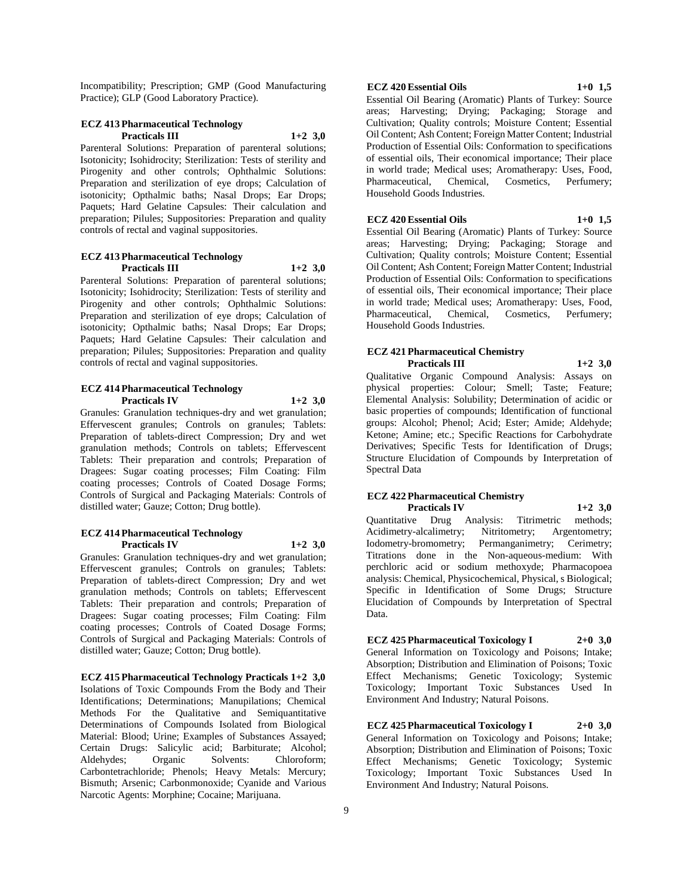Incompatibility; Prescription; GMP (Good Manufacturing Practice); GLP (Good Laboratory Practice).

**ECZ 413 Pharmaceutical Technology Practicals III 1+2 3,0**

Parenteral Solutions: Preparation of parenteral solutions; Isotonicity; Isohidrocity; Sterilization: Tests of sterility and Pirogenity and other controls; Ophthalmic Solutions: Preparation and sterilization of eye drops; Calculation of isotonicity; Opthalmic baths; Nasal Drops; Ear Drops; Paquets; Hard Gelatine Capsules: Their calculation and preparation; Pilules; Suppositories: Preparation and quality controls of rectal and vaginal suppositories.

**ECZ 413 Pharmaceutical Technology Practicals III 1+2 3,0**

Parenteral Solutions: Preparation of parenteral solutions; Isotonicity; Isohidrocity; Sterilization: Tests of sterility and Pirogenity and other controls; Ophthalmic Solutions: Preparation and sterilization of eye drops; Calculation of isotonicity; Opthalmic baths; Nasal Drops; Ear Drops; Paquets; Hard Gelatine Capsules: Their calculation and preparation; Pilules; Suppositories: Preparation and quality controls of rectal and vaginal suppositories.

**ECZ 414 Pharmaceutical Technology Practicals IV 1+2 3,0**

Granules: Granulation techniques-dry and wet granulation; Effervescent granules; Controls on granules; Tablets: Preparation of tablets-direct Compression; Dry and wet granulation methods; Controls on tablets; Effervescent Tablets: Their preparation and controls; Preparation of Dragees: Sugar coating processes; Film Coating: Film coating processes; Controls of Coated Dosage Forms; Controls of Surgical and Packaging Materials: Controls of distilled water; Gauze; Cotton; Drug bottle).

**ECZ 414 Pharmaceutical Technology Practicals IV 1+2 3,0**

Granules: Granulation techniques-dry and wet granulation; Effervescent granules; Controls on granules; Tablets: Preparation of tablets-direct Compression; Dry and wet granulation methods; Controls on tablets; Effervescent Tablets: Their preparation and controls; Preparation of Dragees: Sugar coating processes; Film Coating: Film coating processes; Controls of Coated Dosage Forms; Controls of Surgical and Packaging Materials: Controls of distilled water; Gauze; Cotton; Drug bottle).

**ECZ 415 Pharmaceutical Technology Practicals 1+2 3,0**

Isolations of Toxic Compounds From the Body and Their Identifications; Determinations; Manupilations; Chemical Methods For the Qualitative and Semiquantitative Determinations of Compounds Isolated from Biological Material: Blood; Urine; Examples of Substances Assayed; Certain Drugs: Salicylic acid; Barbiturate; Alcohol; Aldehydes; Organic Solvents: Chloroform; Carbontetrachloride; Phenols; Heavy Metals: Mercury; Bismuth; Arsenic; Carbonmonoxide; Cyanide and Various Narcotic Agents: Morphine; Cocaine; Marijuana.

**ECZ 420 Essential Oils 1+0 1,5**

Essential Oil Bearing (Aromatic) Plants of Turkey: Source areas; Harvesting; Drying; Packaging; Storage and Cultivation; Quality controls; Moisture Content; Essential Oil Content; Ash Content; Foreign Matter Content; Industrial Production of Essential Oils: Conformation to specifications of essential oils, Their economical importance; Their place in world trade; Medical uses; Aromatherapy: Uses, Food, Pharmaceutical, Chemical, Cosmetics, Perfumery; Household Goods Industries.

**ECZ 420 Essential Oils 1+0 1,5**

Essential Oil Bearing (Aromatic) Plants of Turkey: Source areas; Harvesting; Drying; Packaging; Storage and Cultivation; Quality controls; Moisture Content; Essential Oil Content; Ash Content; Foreign Matter Content; Industrial Production of Essential Oils: Conformation to specifications of essential oils, Their economical importance; Their place in world trade; Medical uses; Aromatherapy: Uses, Food, Pharmaceutical, Chemical, Cosmetics, Perfumery; Household Goods Industries.

**ECZ 421 Pharmaceutical Chemistry Practicals III 1+2 3,0**

Qualitative Organic Compound Analysis: Assays on physical properties: Colour; Smell; Taste; Feature; Elemental Analysis: Solubility; Determination of acidic or basic properties of compounds; Identification of functional groups: Alcohol; Phenol; Acid; Ester; Amide; Aldehyde; Ketone; Amine; etc.; Specific Reactions for Carbohydrate Derivatives; Specific Tests for Identification of Drugs; Structure Elucidation of Compounds by Interpretation of Spectral Data

**ECZ 422 Pharmaceutical Chemistry Practicals IV 1+2 3,0**

Quantitative Drug Analysis: Titrimetric methods; Acidimetry-alcalimetry; Nitritometry; Argentometry; Iodometry-bromometry; Permanganimetry; Cerimetry; Titrations done in the Non-aqueous-medium: With perchloric acid or sodium methoxyde; Pharmacopoea analysis: Chemical, Physicochemical, Physical, s Biological; Specific in Identification of Some Drugs; Structure Elucidation of Compounds by Interpretation of Spectral Data.

**ECZ 425 Pharmaceutical Toxicology I 2+0 3,0**

General Information on Toxicology and Poisons; Intake; Absorption; Distribution and Elimination of Poisons; Toxic Effect Mechanisms; Genetic Toxicology; Systemic Toxicology; Important Toxic Substances Used In Environment And Industry; Natural Poisons.

**ECZ 425 Pharmaceutical Toxicology I 2+0 3,0**

General Information on Toxicology and Poisons; Intake; Absorption; Distribution and Elimination of Poisons; Toxic Effect Mechanisms; Genetic Toxicology; Systemic Toxicology; Important Toxic Substances Used In Environment And Industry; Natural Poisons.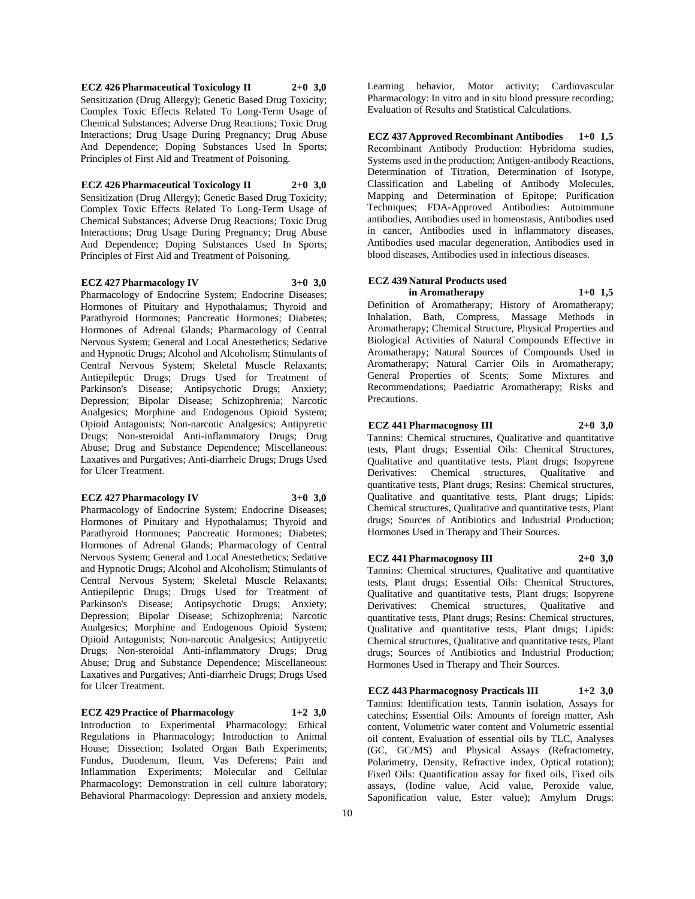**ECZ 426 Pharmaceutical Toxicology II 2+0 3,0**
Sensitization (Drug Allergy); Genetic Based Drug Toxicity; Complex Toxic Effects Related To Long-Term Usage of Chemical Substances; Adverse Drug Reactions; Toxic Drug Interactions; Drug Usage During Pregnancy; Drug Abuse And Dependence; Doping Substances Used In Sports; Principles of First Aid and Treatment of Poisoning.

**ECZ 426 Pharmaceutical Toxicology II 2+0 3,0**
Sensitization (Drug Allergy); Genetic Based Drug Toxicity; Complex Toxic Effects Related To Long-Term Usage of Chemical Substances; Adverse Drug Reactions; Toxic Drug Interactions; Drug Usage During Pregnancy; Drug Abuse And Dependence; Doping Substances Used In Sports; Principles of First Aid and Treatment of Poisoning.

**ECZ 427 Pharmacology IV 3+0 3,0**
Pharmacology of Endocrine System; Endocrine Diseases; Hormones of Pituitary and Hypothalamus; Thyroid and Parathyroid Hormones; Pancreatic Hormones; Diabetes; Hormones of Adrenal Glands; Pharmacology of Central Nervous System; General and Local Anestethetics; Sedative and Hypnotic Drugs; Alcohol and Alcoholism; Stimulants of Central Nervous System; Skeletal Muscle Relaxants; Antiepileptic Drugs; Drugs Used for Treatment of Parkinson's Disease; Antipsychotic Drugs; Anxiety; Depression; Bipolar Disease; Schizophrenia; Narcotic Analgesics; Morphine and Endogenous Opioid System; Opioid Antagonists; Non-narcotic Analgesics; Antipyretic Drugs; Non-steroidal Anti-inflammatory Drugs; Drug Abuse; Drug and Substance Dependence; Miscellaneous: Laxatives and Purgatives; Anti-diarrheic Drugs; Drugs Used for Ulcer Treatment.

**ECZ 427 Pharmacology IV 3+0 3,0**
Pharmacology of Endocrine System; Endocrine Diseases; Hormones of Pituitary and Hypothalamus; Thyroid and Parathyroid Hormones; Pancreatic Hormones; Diabetes; Hormones of Adrenal Glands; Pharmacology of Central Nervous System; General and Local Anestethetics; Sedative and Hypnotic Drugs; Alcohol and Alcoholism; Stimulants of Central Nervous System; Skeletal Muscle Relaxants; Antiepileptic Drugs; Drugs Used for Treatment of Parkinson's Disease; Antipsychotic Drugs; Anxiety; Depression; Bipolar Disease; Schizophrenia; Narcotic Analgesics; Morphine and Endogenous Opioid System; Opioid Antagonists; Non-narcotic Analgesics; Antipyretic Drugs; Non-steroidal Anti-inflammatory Drugs; Drug Abuse; Drug and Substance Dependence; Miscellaneous: Laxatives and Purgatives; Anti-diarrheic Drugs; Drugs Used for Ulcer Treatment.

**ECZ 429 Practice of Pharmacology 1+2 3,0**
Introduction to Experimental Pharmacology; Ethical Regulations in Pharmacology; Introduction to Animal House; Dissection; Isolated Organ Bath Experiments; Fundus, Duodenum, Ileum, Vas Deferens; Pain and Inflammation Experiments; Molecular and Cellular Pharmacology: Demonstration in cell culture laboratory; Behavioral Pharmacology: Depression and anxiety models, Learning behavior, Motor activity; Cardiovascular Pharmacology: In vitro and in situ blood pressure recording; Evaluation of Results and Statistical Calculations.

**ECZ 437 Approved Recombinant Antibodies 1+0 1,5**
Recombinant Antibody Production: Hybridoma studies, Systems used in the production; Antigen-antibody Reactions, Determination of Titration, Determination of Isotype, Classification and Labeling of Antibody Molecules, Mapping and Determination of Epitope; Purification Techniques; FDA-Approved Antibodies: Autoimmune antibodies, Antibodies used in homeostasis, Antibodies used in cancer, Antibodies used in inflammatory diseases, Antibodies used macular degeneration, Antibodies used in blood diseases, Antibodies used in infectious diseases.

**ECZ 439 Natural Products used in Aromatherapy 1+0 1,5**
Definition of Aromatherapy; History of Aromatherapy; Inhalation, Bath, Compress, Massage Methods in Aromatherapy; Chemical Structure, Physical Properties and Biological Activities of Natural Compounds Effective in Aromatherapy; Natural Sources of Compounds Used in Aromatherapy; Natural Carrier Oils in Aromatherapy; General Properties of Scents; Some Mixtures and Recommendations; Paediatric Aromatherapy; Risks and Precautions.

**ECZ 441 Pharmacognosy III 2+0 3,0**
Tannins: Chemical structures, Qualitative and quantitative tests, Plant drugs; Essential Oils: Chemical Structures, Qualitative and quantitative tests, Plant drugs; Isopyrene Derivatives: Chemical structures, Qualitative and quantitative tests, Plant drugs; Resins: Chemical structures, Qualitative and quantitative tests, Plant drugs; Lipids: Chemical structures, Qualitative and quantitative tests, Plant drugs; Sources of Antibiotics and Industrial Production; Hormones Used in Therapy and Their Sources.

**ECZ 441 Pharmacognosy III 2+0 3,0**
Tannins: Chemical structures, Qualitative and quantitative tests, Plant drugs; Essential Oils: Chemical Structures, Qualitative and quantitative tests, Plant drugs; Isopyrene Derivatives: Chemical structures, Qualitative and quantitative tests, Plant drugs; Resins: Chemical structures, Qualitative and quantitative tests, Plant drugs; Lipids: Chemical structures, Qualitative and quantitative tests, Plant drugs; Sources of Antibiotics and Industrial Production; Hormones Used in Therapy and Their Sources.

**ECZ 443 Pharmacognosy Practicals III 1+2 3,0**
Tannins: Identification tests, Tannin isolation, Assays for catechins; Essential Oils: Amounts of foreign matter, Ash content, Volumetric water content and Volumetric essential oil content, Evaluation of essential oils by TLC, Analyses (GC, GC/MS) and Physical Assays (Refractometry, Polarimetry, Density, Refractive index, Optical rotation); Fixed Oils: Quantification assay for fixed oils, Fixed oils assays, (Iodine value, Acid value, Peroxide value, Saponification value, Ester value); Amylum Drugs: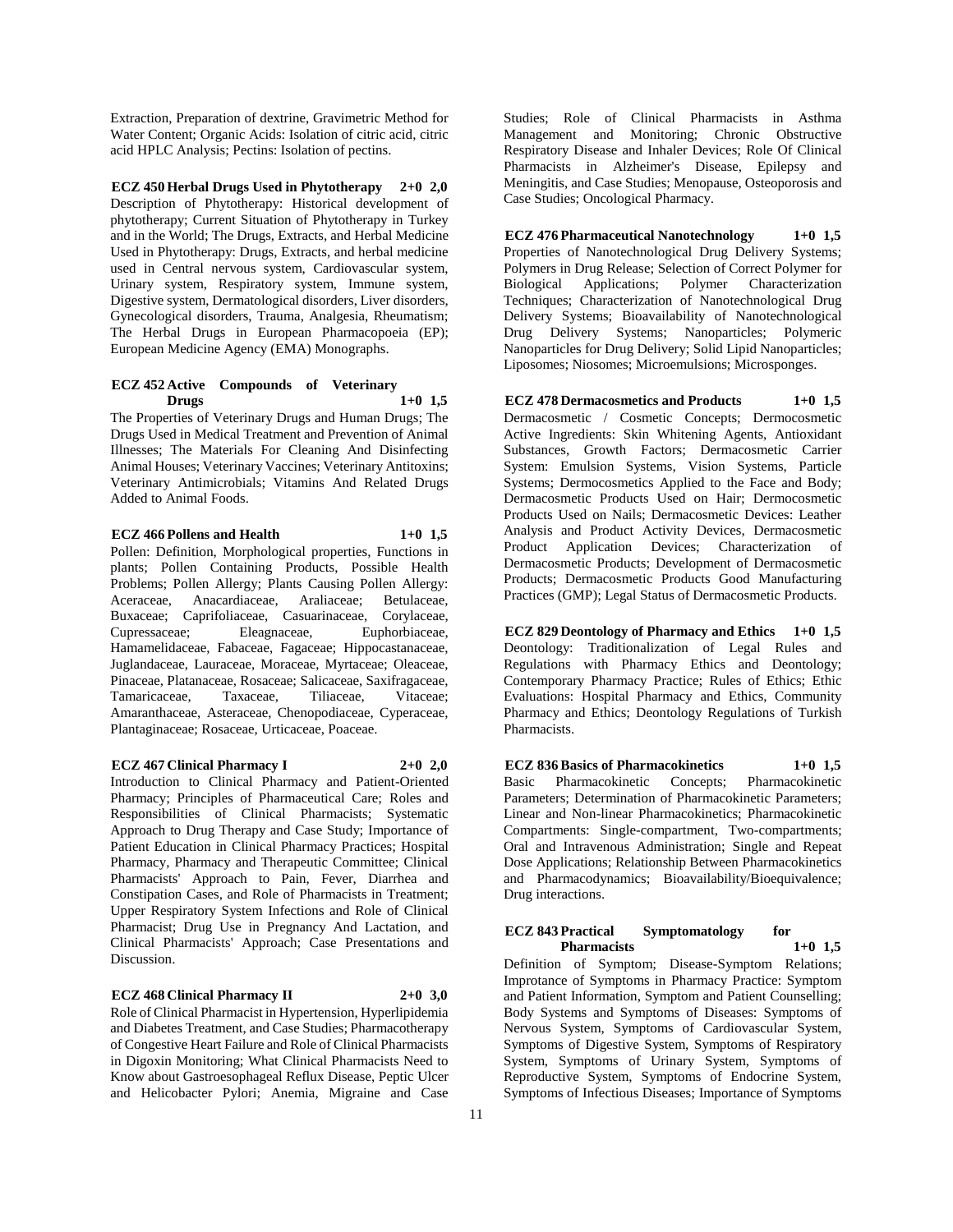Extraction, Preparation of dextrine, Gravimetric Method for Water Content; Organic Acids: Isolation of citric acid, citric acid HPLC Analysis; Pectins: Isolation of pectins.

**ECZ 450 Herbal Drugs Used in Phytotherapy 2+0 2,0**
Description of Phytotherapy: Historical development of phytotherapy; Current Situation of Phytotherapy in Turkey and in the World; The Drugs, Extracts, and Herbal Medicine Used in Phytotherapy: Drugs, Extracts, and herbal medicine used in Central nervous system, Cardiovascular system, Urinary system, Respiratory system, Immune system, Digestive system, Dermatological disorders, Liver disorders, Gynecological disorders, Trauma, Analgesia, Rheumatism; The Herbal Drugs in European Pharmacopoeia (EP); European Medicine Agency (EMA) Monographs.

**ECZ 452 Active Compounds of Veterinary Drugs 1+0 1,5**
The Properties of Veterinary Drugs and Human Drugs; The Drugs Used in Medical Treatment and Prevention of Animal Illnesses; The Materials For Cleaning And Disinfecting Animal Houses; Veterinary Vaccines; Veterinary Antitoxins; Veterinary Antimicrobials; Vitamins And Related Drugs Added to Animal Foods.

**ECZ 466 Pollens and Health 1+0 1,5**
Pollen: Definition, Morphological properties, Functions in plants; Pollen Containing Products, Possible Health Problems; Pollen Allergy; Plants Causing Pollen Allergy: Aceraceae, Anacardiaceae, Araliaceae; Betulaceae, Buxaceae; Caprifoliaceae, Casuarinaceae, Corylaceae, Cupressaceae; Eleagnaceae, Euphorbiaceae, Hamamelidaceae, Fabaceae, Fagaceae; Hippocastanaceae, Juglandaceae, Lauraceae, Moraceae, Myrtaceae; Oleaceae, Pinaceae, Platanaceae, Rosaceae; Salicaceae, Saxifragaceae, Tamaricaceae, Taxaceae, Tiliaceae, Vitaceae; Amaranthaceae, Asteraceae, Chenopodiaceae, Cyperaceae, Plantaginaceae; Rosaceae, Urticaceae, Poaceae.

**ECZ 467 Clinical Pharmacy I 2+0 2,0**
Introduction to Clinical Pharmacy and Patient-Oriented Pharmacy; Principles of Pharmaceutical Care; Roles and Responsibilities of Clinical Pharmacists; Systematic Approach to Drug Therapy and Case Study; Importance of Patient Education in Clinical Pharmacy Practices; Hospital Pharmacy, Pharmacy and Therapeutic Committee; Clinical Pharmacists' Approach to Pain, Fever, Diarrhea and Constipation Cases, and Role of Pharmacists in Treatment; Upper Respiratory System Infections and Role of Clinical Pharmacist; Drug Use in Pregnancy And Lactation, and Clinical Pharmacists' Approach; Case Presentations and Discussion.

**ECZ 468 Clinical Pharmacy II 2+0 3,0**
Role of Clinical Pharmacist in Hypertension, Hyperlipidemia and Diabetes Treatment, and Case Studies; Pharmacotherapy of Congestive Heart Failure and Role of Clinical Pharmacists in Digoxin Monitoring; What Clinical Pharmacists Need to Know about Gastroesophageal Reflux Disease, Peptic Ulcer and Helicobacter Pylori; Anemia, Migraine and Case Studies; Role of Clinical Pharmacists in Asthma Management and Monitoring; Chronic Obstructive Respiratory Disease and Inhaler Devices; Role Of Clinical Pharmacists in Alzheimer's Disease, Epilepsy and Meningitis, and Case Studies; Menopause, Osteoporosis and Case Studies; Oncological Pharmacy.

**ECZ 476 Pharmaceutical Nanotechnology 1+0 1,5**
Properties of Nanotechnological Drug Delivery Systems; Polymers in Drug Release; Selection of Correct Polymer for Biological Applications; Polymer Characterization Techniques; Characterization of Nanotechnological Drug Delivery Systems; Bioavailability of Nanotechnological Drug Delivery Systems; Nanoparticles; Polymeric Nanoparticles for Drug Delivery; Solid Lipid Nanoparticles; Liposomes; Niosomes; Microemulsions; Microsponges.

**ECZ 478 Dermacosmetics and Products 1+0 1,5**
Dermacosmetic / Cosmetic Concepts; Dermocosmetic Active Ingredients: Skin Whitening Agents, Antioxidant Substances, Growth Factors; Dermacosmetic Carrier System: Emulsion Systems, Vision Systems, Particle Systems; Dermocosmetics Applied to the Face and Body; Dermacosmetic Products Used on Hair; Dermocosmetic Products Used on Nails; Dermacosmetic Devices: Leather Analysis and Product Activity Devices, Dermacosmetic Product Application Devices; Characterization of Dermacosmetic Products; Development of Dermacosmetic Products; Dermacosmetic Products Good Manufacturing Practices (GMP); Legal Status of Dermacosmetic Products.

**ECZ 829 Deontology of Pharmacy and Ethics 1+0 1,5**
Deontology: Traditionalization of Legal Rules and Regulations with Pharmacy Ethics and Deontology; Contemporary Pharmacy Practice; Rules of Ethics; Ethic Evaluations: Hospital Pharmacy and Ethics, Community Pharmacy and Ethics; Deontology Regulations of Turkish Pharmacists.

**ECZ 836 Basics of Pharmacokinetics 1+0 1,5**
Basic Pharmacokinetic Concepts; Pharmacokinetic Parameters; Determination of Pharmacokinetic Parameters; Linear and Non-linear Pharmacokinetics; Pharmacokinetic Compartments: Single-compartment, Two-compartments; Oral and Intravenous Administration; Single and Repeat Dose Applications; Relationship Between Pharmacokinetics and Pharmacodynamics; Bioavailability/Bioequivalence; Drug interactions.

**ECZ 843 Practical Symptomatology for Pharmacists 1+0 1,5**
Definition of Symptom; Disease-Symptom Relations; Improtance of Symptoms in Pharmacy Practice: Symptom and Patient Information, Symptom and Patient Counselling; Body Systems and Symptoms of Diseases: Symptoms of Nervous System, Symptoms of Cardiovascular System, Symptoms of Digestive System, Symptoms of Respiratory System, Symptoms of Urinary System, Symptoms of Reproductive System, Symptoms of Endocrine System, Symptoms of Infectious Diseases; Importance of Symptoms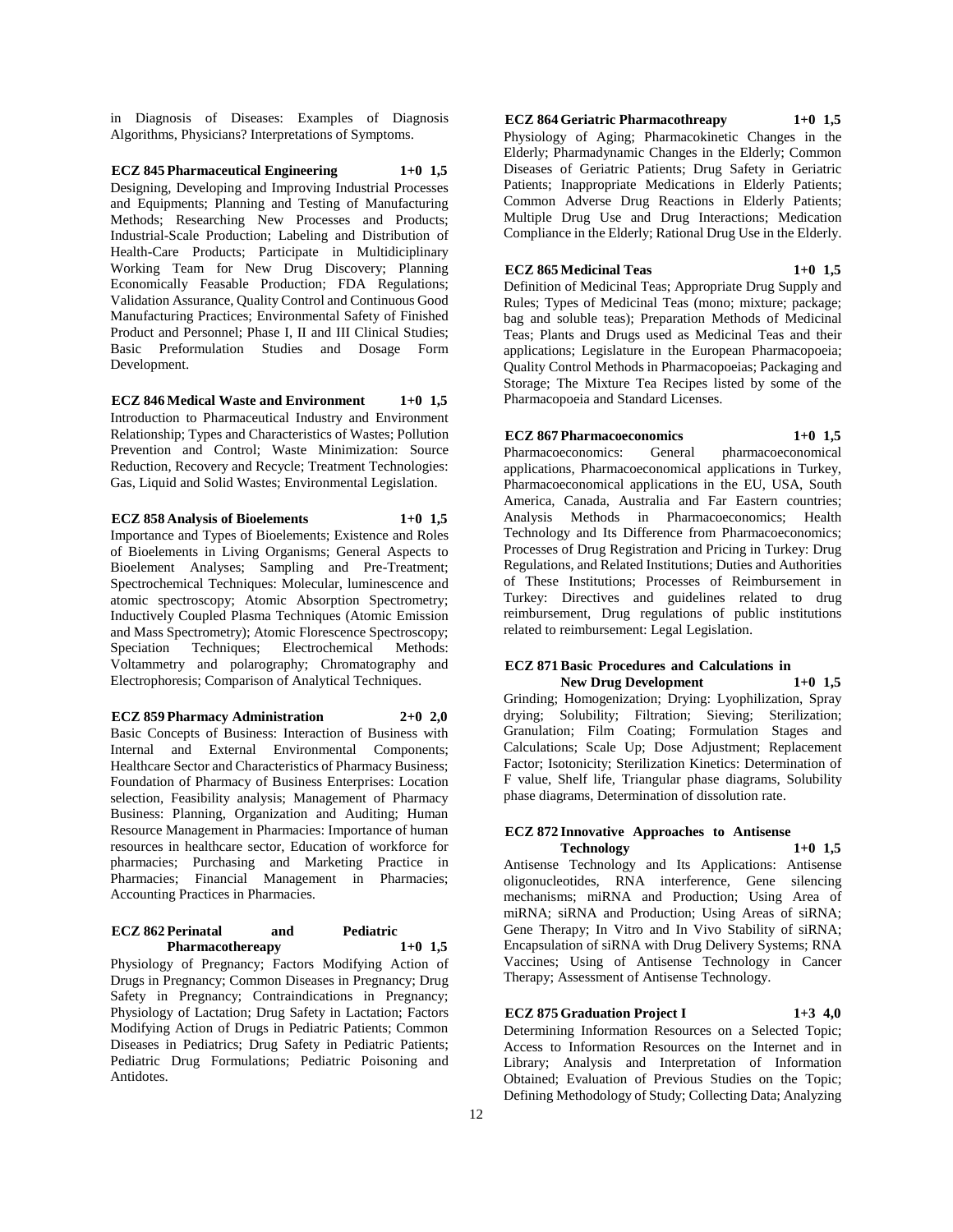in Diagnosis of Diseases: Examples of Diagnosis Algorithms, Physicians? Interpretations of Symptoms.

**ECZ 845 Pharmaceutical Engineering 1+0 1,5**

Designing, Developing and Improving Industrial Processes and Equipments; Planning and Testing of Manufacturing Methods; Researching New Processes and Products; Industrial-Scale Production; Labeling and Distribution of Health-Care Products; Participate in Multidiciplinary Working Team for New Drug Discovery; Planning Economically Feasable Production; FDA Regulations; Validation Assurance, Quality Control and Continuous Good Manufacturing Practices; Environmental Safety of Finished Product and Personnel; Phase I, II and III Clinical Studies; Basic Preformulation Studies and Dosage Form Development.

**ECZ 846 Medical Waste and Environment 1+0 1,5**

Introduction to Pharmaceutical Industry and Environment Relationship; Types and Characteristics of Wastes; Pollution Prevention and Control; Waste Minimization: Source Reduction, Recovery and Recycle; Treatment Technologies: Gas, Liquid and Solid Wastes; Environmental Legislation.

**ECZ 858 Analysis of Bioelements 1+0 1,5**

Importance and Types of Bioelements; Existence and Roles of Bioelements in Living Organisms; General Aspects to Bioelement Analyses; Sampling and Pre-Treatment; Spectrochemical Techniques: Molecular, luminescence and atomic spectroscopy; Atomic Absorption Spectrometry; Inductively Coupled Plasma Techniques (Atomic Emission and Mass Spectrometry); Atomic Florescence Spectroscopy; Speciation Techniques; Electrochemical Methods: Voltammetry and polarography; Chromatography and Electrophoresis; Comparison of Analytical Techniques.

**ECZ 859 Pharmacy Administration 2+0 2,0**

Basic Concepts of Business: Interaction of Business with Internal and External Environmental Components; Healthcare Sector and Characteristics of Pharmacy Business; Foundation of Pharmacy of Business Enterprises: Location selection, Feasibility analysis; Management of Pharmacy Business: Planning, Organization and Auditing; Human Resource Management in Pharmacies: Importance of human resources in healthcare sector, Education of workforce for pharmacies; Purchasing and Marketing Practice in Pharmacies; Financial Management in Pharmacies; Accounting Practices in Pharmacies.

**ECZ 862 Perinatal and Pediatric Pharmacothereapy 1+0 1,5**

Physiology of Pregnancy; Factors Modifying Action of Drugs in Pregnancy; Common Diseases in Pregnancy; Drug Safety in Pregnancy; Contraindications in Pregnancy; Physiology of Lactation; Drug Safety in Lactation; Factors Modifying Action of Drugs in Pediatric Patients; Common Diseases in Pediatrics; Drug Safety in Pediatric Patients; Pediatric Drug Formulations; Pediatric Poisoning and Antidotes.

**ECZ 864 Geriatric Pharmacothreapy 1+0 1,5**

Physiology of Aging; Pharmacokinetic Changes in the Elderly; Pharmadynamic Changes in the Elderly; Common Diseases of Geriatric Patients; Drug Safety in Geriatric Patients; Inappropriate Medications in Elderly Patients; Common Adverse Drug Reactions in Elderly Patients; Multiple Drug Use and Drug Interactions; Medication Compliance in the Elderly; Rational Drug Use in the Elderly.

**ECZ 865 Medicinal Teas 1+0 1,5**

Definition of Medicinal Teas; Appropriate Drug Supply and Rules; Types of Medicinal Teas (mono; mixture; package; bag and soluble teas); Preparation Methods of Medicinal Teas; Plants and Drugs used as Medicinal Teas and their applications; Legislature in the European Pharmacopoeia; Quality Control Methods in Pharmacopoeias; Packaging and Storage; The Mixture Tea Recipes listed by some of the Pharmacopoeia and Standard Licenses.

**ECZ 867 Pharmacoeconomics 1+0 1,5**

Pharmacoeconomics: General pharmacoeconomical applications, Pharmacoeconomical applications in Turkey, Pharmacoeconomical applications in the EU, USA, South America, Canada, Australia and Far Eastern countries; Analysis Methods in Pharmacoeconomics; Health Technology and Its Difference from Pharmacoeconomics; Processes of Drug Registration and Pricing in Turkey: Drug Regulations, and Related Institutions; Duties and Authorities of These Institutions; Processes of Reimbursement in Turkey: Directives and guidelines related to drug reimbursement, Drug regulations of public institutions related to reimbursement: Legal Legislation.

**ECZ 871 Basic Procedures and Calculations in New Drug Development 1+0 1,5**

Grinding; Homogenization; Drying: Lyophilization, Spray drying; Solubility; Filtration; Sieving; Sterilization; Granulation; Film Coating; Formulation Stages and Calculations; Scale Up; Dose Adjustment; Replacement Factor; Isotonicity; Sterilization Kinetics: Determination of F value, Shelf life, Triangular phase diagrams, Solubility phase diagrams, Determination of dissolution rate.

**ECZ 872 Innovative Approaches to Antisense Technology 1+0 1,5**

Antisense Technology and Its Applications: Antisense oligonucleotides, RNA interference, Gene silencing mechanisms; miRNA and Production; Using Area of miRNA; siRNA and Production; Using Areas of siRNA; Gene Therapy; In Vitro and In Vivo Stability of siRNA; Encapsulation of siRNA with Drug Delivery Systems; RNA Vaccines; Using of Antisense Technology in Cancer Therapy; Assessment of Antisense Technology.

**ECZ 875 Graduation Project I 1+3 4,0**

Determining Information Resources on a Selected Topic; Access to Information Resources on the Internet and in Library; Analysis and Interpretation of Information Obtained; Evaluation of Previous Studies on the Topic; Defining Methodology of Study; Collecting Data; Analyzing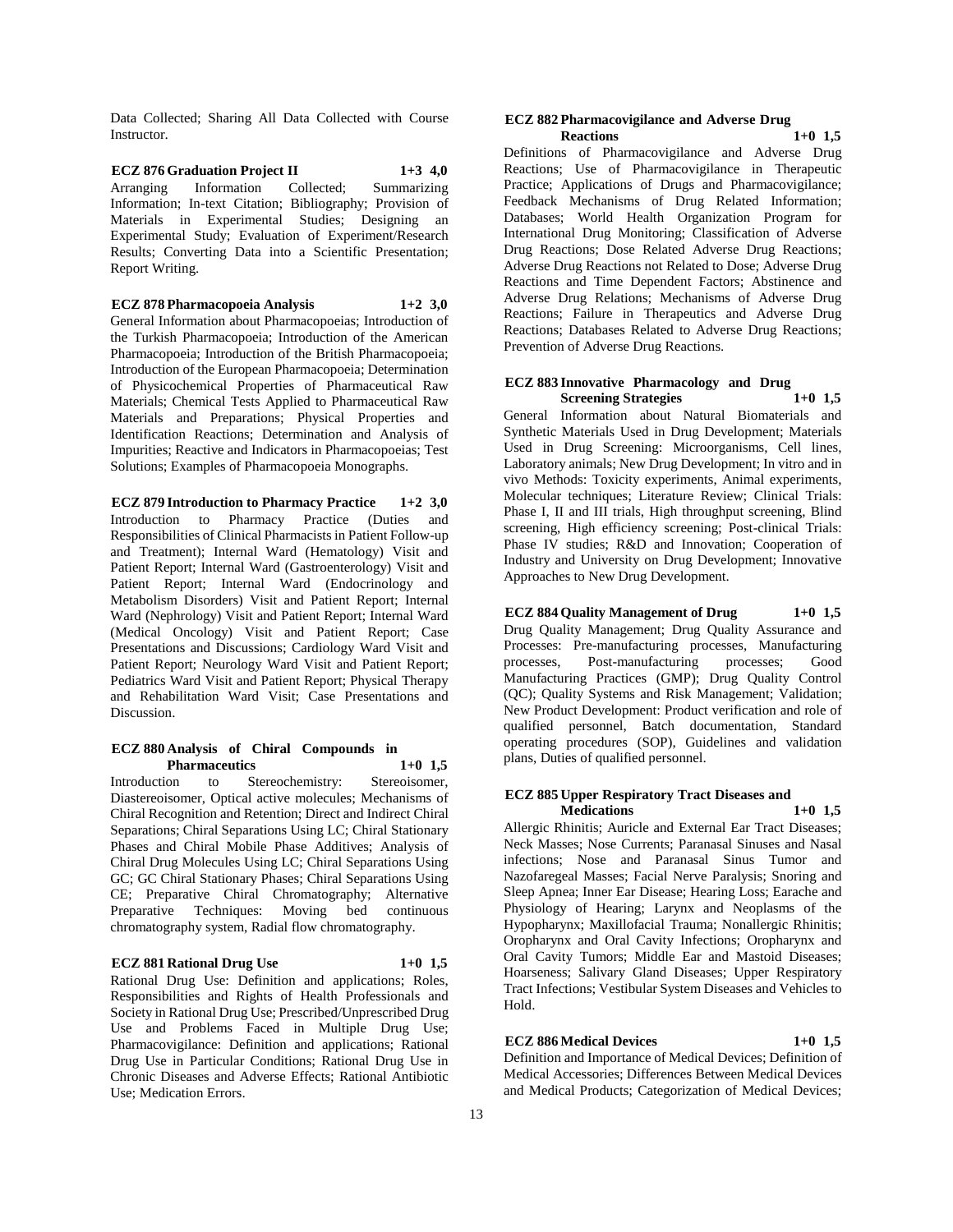Data Collected; Sharing All Data Collected with Course Instructor.

**ECZ 876 Graduation Project II 1+3 4,0**

Arranging Information Collected; Summarizing Information; In-text Citation; Bibliography; Provision of Materials in Experimental Studies; Designing an Experimental Study; Evaluation of Experiment/Research Results; Converting Data into a Scientific Presentation; Report Writing.

**ECZ 878 Pharmacopoeia Analysis 1+2 3,0**

General Information about Pharmacopoeias; Introduction of the Turkish Pharmacopoeia; Introduction of the American Pharmacopoeia; Introduction of the British Pharmacopoeia; Introduction of the European Pharmacopoeia; Determination of Physicochemical Properties of Pharmaceutical Raw Materials; Chemical Tests Applied to Pharmaceutical Raw Materials and Preparations; Physical Properties and Identification Reactions; Determination and Analysis of Impurities; Reactive and Indicators in Pharmacopoeias; Test Solutions; Examples of Pharmacopoeia Monographs.

**ECZ 879 Introduction to Pharmacy Practice 1+2 3,0**

Introduction to Pharmacy Practice (Duties and Responsibilities of Clinical Pharmacists in Patient Follow-up and Treatment); Internal Ward (Hematology) Visit and Patient Report; Internal Ward (Gastroenterology) Visit and Patient Report; Internal Ward (Endocrinology and Metabolism Disorders) Visit and Patient Report; Internal Ward (Nephrology) Visit and Patient Report; Internal Ward (Medical Oncology) Visit and Patient Report; Case Presentations and Discussions; Cardiology Ward Visit and Patient Report; Neurology Ward Visit and Patient Report; Pediatrics Ward Visit and Patient Report; Physical Therapy and Rehabilitation Ward Visit; Case Presentations and Discussion.

**ECZ 880 Analysis of Chiral Compounds in Pharmaceutics 1+0 1,5**

Introduction to Stereochemistry: Stereoisomer, Diastereoisomer, Optical active molecules; Mechanisms of Chiral Recognition and Retention; Direct and Indirect Chiral Separations; Chiral Separations Using LC; Chiral Stationary Phases and Chiral Mobile Phase Additives; Analysis of Chiral Drug Molecules Using LC; Chiral Separations Using GC; GC Chiral Stationary Phases; Chiral Separations Using CE; Preparative Chiral Chromatography; Alternative Preparative Techniques: Moving bed continuous chromatography system, Radial flow chromatography.

**ECZ 881 Rational Drug Use 1+0 1,5**

Rational Drug Use: Definition and applications; Roles, Responsibilities and Rights of Health Professionals and Society in Rational Drug Use; Prescribed/Unprescribed Drug Use and Problems Faced in Multiple Drug Use; Pharmacovigilance: Definition and applications; Rational Drug Use in Particular Conditions; Rational Drug Use in Chronic Diseases and Adverse Effects; Rational Antibiotic Use; Medication Errors.

**ECZ 882 Pharmacovigilance and Adverse Drug Reactions 1+0 1,5**

Definitions of Pharmacovigilance and Adverse Drug Reactions; Use of Pharmacovigilance in Therapeutic Practice; Applications of Drugs and Pharmacovigilance; Feedback Mechanisms of Drug Related Information; Databases; World Health Organization Program for International Drug Monitoring; Classification of Adverse Drug Reactions; Dose Related Adverse Drug Reactions; Adverse Drug Reactions not Related to Dose; Adverse Drug Reactions and Time Dependent Factors; Abstinence and Adverse Drug Relations; Mechanisms of Adverse Drug Reactions; Failure in Therapeutics and Adverse Drug Reactions; Databases Related to Adverse Drug Reactions; Prevention of Adverse Drug Reactions.

**ECZ 883 Innovative Pharmacology and Drug Screening Strategies 1+0 1,5**

General Information about Natural Biomaterials and Synthetic Materials Used in Drug Development; Materials Used in Drug Screening: Microorganisms, Cell lines, Laboratory animals; New Drug Development; In vitro and in vivo Methods: Toxicity experiments, Animal experiments, Molecular techniques; Literature Review; Clinical Trials: Phase I, II and III trials, High throughput screening, Blind screening, High efficiency screening; Post-clinical Trials: Phase IV studies; R&D and Innovation; Cooperation of Industry and University on Drug Development; Innovative Approaches to New Drug Development.

**ECZ 884 Quality Management of Drug 1+0 1,5**

Drug Quality Management; Drug Quality Assurance and Processes: Pre-manufacturing processes, Manufacturing processes, Post-manufacturing processes; Good Manufacturing Practices (GMP); Drug Quality Control (QC); Quality Systems and Risk Management; Validation; New Product Development: Product verification and role of qualified personnel, Batch documentation, Standard operating procedures (SOP), Guidelines and validation plans, Duties of qualified personnel.

**ECZ 885 Upper Respiratory Tract Diseases and Medications 1+0 1,5**

Allergic Rhinitis; Auricle and External Ear Tract Diseases; Neck Masses; Nose Currents; Paranasal Sinuses and Nasal infections; Nose and Paranasal Sinus Tumor and Nazofaregeal Masses; Facial Nerve Paralysis; Snoring and Sleep Apnea; Inner Ear Disease; Hearing Loss; Earache and Physiology of Hearing; Larynx and Neoplasms of the Hypopharynx; Maxillofacial Trauma; Nonallergic Rhinitis; Oropharynx and Oral Cavity Infections; Oropharynx and Oral Cavity Tumors; Middle Ear and Mastoid Diseases; Hoarseness; Salivary Gland Diseases; Upper Respiratory Tract Infections; Vestibular System Diseases and Vehicles to Hold.

**ECZ 886 Medical Devices 1+0 1,5**

Definition and Importance of Medical Devices; Definition of Medical Accessories; Differences Between Medical Devices and Medical Products; Categorization of Medical Devices;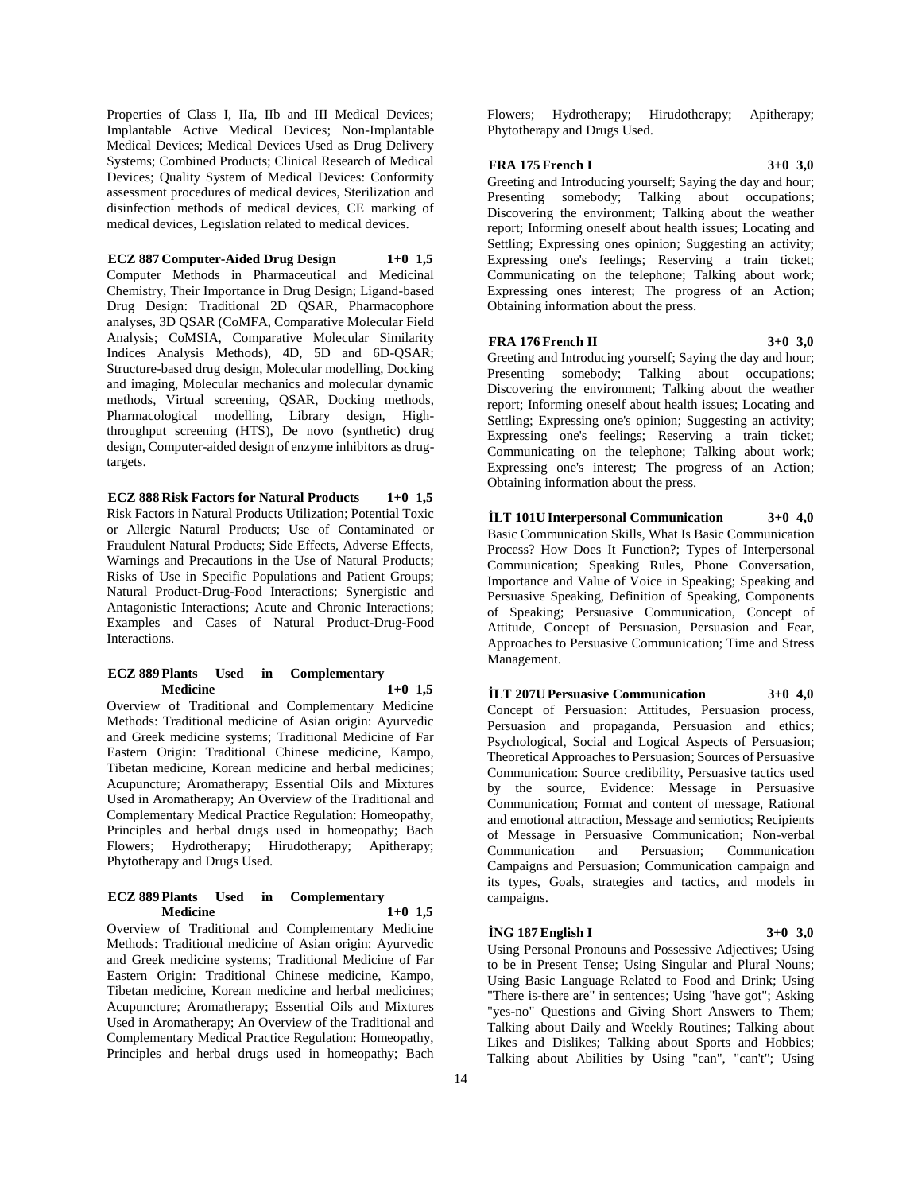Properties of Class I, IIa, IIb and III Medical Devices; Implantable Active Medical Devices; Non-Implantable Medical Devices; Medical Devices Used as Drug Delivery Systems; Combined Products; Clinical Research of Medical Devices; Quality System of Medical Devices: Conformity assessment procedures of medical devices, Sterilization and disinfection methods of medical devices, CE marking of medical devices, Legislation related to medical devices.

**ECZ 887 Computer-Aided Drug Design 1+0 1,5**

Computer Methods in Pharmaceutical and Medicinal Chemistry, Their Importance in Drug Design; Ligand-based Drug Design: Traditional 2D QSAR, Pharmacophore analyses, 3D QSAR (CoMFA, Comparative Molecular Field Analysis; CoMSIA, Comparative Molecular Similarity Indices Analysis Methods), 4D, 5D and 6D-QSAR; Structure-based drug design, Molecular modelling, Docking and imaging, Molecular mechanics and molecular dynamic methods, Virtual screening, QSAR, Docking methods, Pharmacological modelling, Library design, High-throughput screening (HTS), De novo (synthetic) drug design, Computer-aided design of enzyme inhibitors as drug-targets.

**ECZ 888 Risk Factors for Natural Products 1+0 1,5**

Risk Factors in Natural Products Utilization; Potential Toxic or Allergic Natural Products; Use of Contaminated or Fraudulent Natural Products; Side Effects, Adverse Effects, Warnings and Precautions in the Use of Natural Products; Risks of Use in Specific Populations and Patient Groups; Natural Product-Drug-Food Interactions; Synergistic and Antagonistic Interactions; Acute and Chronic Interactions; Examples and Cases of Natural Product-Drug-Food Interactions.

**ECZ 889 Plants Used in Complementary Medicine 1+0 1,5**

Overview of Traditional and Complementary Medicine Methods: Traditional medicine of Asian origin: Ayurvedic and Greek medicine systems; Traditional Medicine of Far Eastern Origin: Traditional Chinese medicine, Kampo, Tibetan medicine, Korean medicine and herbal medicines; Acupuncture; Aromatherapy; Essential Oils and Mixtures Used in Aromatherapy; An Overview of the Traditional and Complementary Medical Practice Regulation: Homeopathy, Principles and herbal drugs used in homeopathy; Bach Flowers; Hydrotherapy; Hirudotherapy; Apitherapy; Phytotherapy and Drugs Used.

**ECZ 889 Plants Used in Complementary Medicine 1+0 1,5**

Overview of Traditional and Complementary Medicine Methods: Traditional medicine of Asian origin: Ayurvedic and Greek medicine systems; Traditional Medicine of Far Eastern Origin: Traditional Chinese medicine, Kampo, Tibetan medicine, Korean medicine and herbal medicines; Acupuncture; Aromatherapy; Essential Oils and Mixtures Used in Aromatherapy; An Overview of the Traditional and Complementary Medical Practice Regulation: Homeopathy, Principles and herbal drugs used in homeopathy; Bach Flowers; Hydrotherapy; Hirudotherapy; Apitherapy; Phytotherapy and Drugs Used.

**FRA 175 French I 3+0 3,0**

Greeting and Introducing yourself; Saying the day and hour; Presenting somebody; Talking about occupations; Discovering the environment; Talking about the weather report; Informing oneself about health issues; Locating and Settling; Expressing ones opinion; Suggesting an activity; Expressing one's feelings; Reserving a train ticket; Communicating on the telephone; Talking about work; Expressing ones interest; The progress of an Action; Obtaining information about the press.

**FRA 176 French II 3+0 3,0**

Greeting and Introducing yourself; Saying the day and hour; Presenting somebody; Talking about occupations; Discovering the environment; Talking about the weather report; Informing oneself about health issues; Locating and Settling; Expressing one's opinion; Suggesting an activity; Expressing one's feelings; Reserving a train ticket; Communicating on the telephone; Talking about work; Expressing one's interest; The progress of an Action; Obtaining information about the press.

**İLT 101U Interpersonal Communication 3+0 4,0**

Basic Communication Skills, What Is Basic Communication Process? How Does It Function?; Types of Interpersonal Communication; Speaking Rules, Phone Conversation, Importance and Value of Voice in Speaking; Speaking and Persuasive Speaking, Definition of Speaking, Components of Speaking; Persuasive Communication, Concept of Attitude, Concept of Persuasion, Persuasion and Fear, Approaches to Persuasive Communication; Time and Stress Management.

**İLT 207U Persuasive Communication 3+0 4,0**

Concept of Persuasion: Attitudes, Persuasion process, Persuasion and propaganda, Persuasion and ethics; Psychological, Social and Logical Aspects of Persuasion; Theoretical Approaches to Persuasion; Sources of Persuasive Communication: Source credibility, Persuasive tactics used by the source, Evidence: Message in Persuasive Communication; Format and content of message, Rational and emotional attraction, Message and semiotics; Recipients of Message in Persuasive Communication; Non-verbal Communication and Persuasion; Communication Campaigns and Persuasion; Communication campaign and its types, Goals, strategies and tactics, and models in campaigns.

**İNG 187 English I 3+0 3,0**

Using Personal Pronouns and Possessive Adjectives; Using to be in Present Tense; Using Singular and Plural Nouns; Using Basic Language Related to Food and Drink; Using "There is-there are" in sentences; Using "have got"; Asking "yes-no" Questions and Giving Short Answers to Them; Talking about Daily and Weekly Routines; Talking about Likes and Dislikes; Talking about Sports and Hobbies; Talking about Abilities by Using "can", "can't"; Using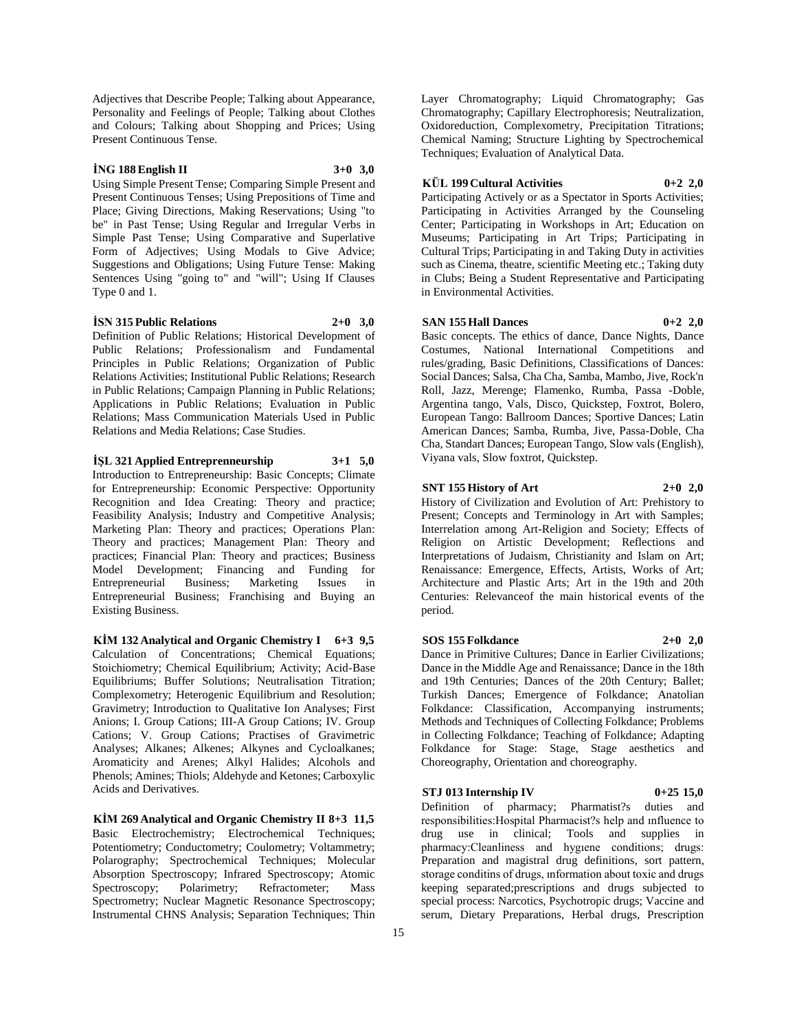Adjectives that Describe People; Talking about Appearance, Personality and Feelings of People; Talking about Clothes and Colours; Talking about Shopping and Prices; Using Present Continuous Tense.

**İNG 188 English II 3+0 3,0**

Using Simple Present Tense; Comparing Simple Present and Present Continuous Tenses; Using Prepositions of Time and Place; Giving Directions, Making Reservations; Using "to be" in Past Tense; Using Regular and Irregular Verbs in Simple Past Tense; Using Comparative and Superlative Form of Adjectives; Using Modals to Give Advice; Suggestions and Obligations; Using Future Tense: Making Sentences Using "going to" and "will"; Using If Clauses Type 0 and 1.

**İSN 315 Public Relations 2+0 3,0**

Definition of Public Relations; Historical Development of Public Relations; Professionalism and Fundamental Principles in Public Relations; Organization of Public Relations Activities; Institutional Public Relations; Research in Public Relations; Campaign Planning in Public Relations; Applications in Public Relations; Evaluation in Public Relations; Mass Communication Materials Used in Public Relations and Media Relations; Case Studies.

**İŞL 321 Applied Entreprenneurship 3+1 5,0**

Introduction to Entrepreneurship: Basic Concepts; Climate for Entrepreneurship: Economic Perspective: Opportunity Recognition and Idea Creating: Theory and practice; Feasibility Analysis; Industry and Competitive Analysis; Marketing Plan: Theory and practices; Operations Plan: Theory and practices; Management Plan: Theory and practices; Financial Plan: Theory and practices; Business Model Development; Financing and Funding for Entrepreneurial Business; Marketing Issues in Entrepreneurial Business; Franchising and Buying an Existing Business.

**KİM 132 Analytical and Organic Chemistry I 6+3 9,5**

Calculation of Concentrations; Chemical Equations; Stoichiometry; Chemical Equilibrium; Activity; Acid-Base Equilibriums; Buffer Solutions; Neutralisation Titration; Complexometry; Heterogenic Equilibrium and Resolution; Gravimetry; Introduction to Qualitative Ion Analyses; First Anions; I. Group Cations; III-A Group Cations; IV. Group Cations; V. Group Cations; Practises of Gravimetric Analyses; Alkanes; Alkenes; Alkynes and Cycloalkanes; Aromaticity and Arenes; Alkyl Halides; Alcohols and Phenols; Amines; Thiols; Aldehyde and Ketones; Carboxylic Acids and Derivatives.

**KİM 269 Analytical and Organic Chemistry II 8+3 11,5**

Basic Electrochemistry; Electrochemical Techniques; Potentiometry; Conductometry; Coulometry; Voltammetry; Polarography; Spectrochemical Techniques; Molecular Absorption Spectroscopy; Infrared Spectroscopy; Atomic Spectroscopy; Polarimetry; Refractometer; Mass Spectrometry; Nuclear Magnetic Resonance Spectroscopy; Instrumental CHNS Analysis; Separation Techniques; Thin Layer Chromatography; Liquid Chromatography; Gas Chromatography; Capillary Electrophoresis; Neutralization, Oxidoreduction, Complexometry, Precipitation Titrations; Chemical Naming; Structure Lighting by Spectrochemical Techniques; Evaluation of Analytical Data.

**KÜL 199 Cultural Activities 0+2 2,0**

Participating Actively or as a Spectator in Sports Activities; Participating in Activities Arranged by the Counseling Center; Participating in Workshops in Art; Education on Museums; Participating in Art Trips; Participating in Cultural Trips; Participating in and Taking Duty in activities such as Cinema, theatre, scientific Meeting etc.; Taking duty in Clubs; Being a Student Representative and Participating in Environmental Activities.

**SAN 155 Hall Dances 0+2 2,0**

Basic concepts. The ethics of dance, Dance Nights, Dance Costumes, National International Competitions and rules/grading, Basic Definitions, Classifications of Dances: Social Dances; Salsa, Cha Cha, Samba, Mambo, Jive, Rock'n Roll, Jazz, Merenge; Flamenko, Rumba, Passa -Doble, Argentina tango, Vals, Disco, Quickstep, Foxtrot, Bolero, European Tango: Ballroom Dances; Sportive Dances; Latin American Dances; Samba, Rumba, Jive, Passa-Doble, Cha Cha, Standart Dances; European Tango, Slow vals (English), Viyana vals, Slow foxtrot, Quickstep.

**SNT 155 History of Art 2+0 2,0**

History of Civilization and Evolution of Art: Prehistory to Present; Concepts and Terminology in Art with Samples; Interrelation among Art-Religion and Society; Effects of Religion on Artistic Development; Reflections and Interpretations of Judaism, Christianity and Islam on Art; Renaissance: Emergence, Effects, Artists, Works of Art; Architecture and Plastic Arts; Art in the 19th and 20th Centuries: Relevanceof the main historical events of the period.

**SOS 155 Folkdance 2+0 2,0**

Dance in Primitive Cultures; Dance in Earlier Civilizations; Dance in the Middle Age and Renaissance; Dance in the 18th and 19th Centuries; Dances of the 20th Century; Ballet; Turkish Dances; Emergence of Folkdance; Anatolian Folkdance: Classification, Accompanying instruments; Methods and Techniques of Collecting Folkdance; Problems in Collecting Folkdance; Teaching of Folkdance; Adapting Folkdance for Stage: Stage, Stage aesthetics and Choreography, Orientation and choreography.

**STJ 013 Internship IV 0+25 15,0**

Definition of pharmacy; Pharmatist?s duties and responsibilities:Hospital Pharmacist?s help and ınfluence to drug use in clinical; Tools and supplies in pharmacy:Cleanliness and hygıene conditions; drugs: Preparation and magistral drug definitions, sort pattern, storage conditins of drugs, ınformation about toxic and drugs keeping separated;prescriptions and drugs subjected to special process: Narcotics, Psychotropic drugs; Vaccine and serum, Dietary Preparations, Herbal drugs, Prescription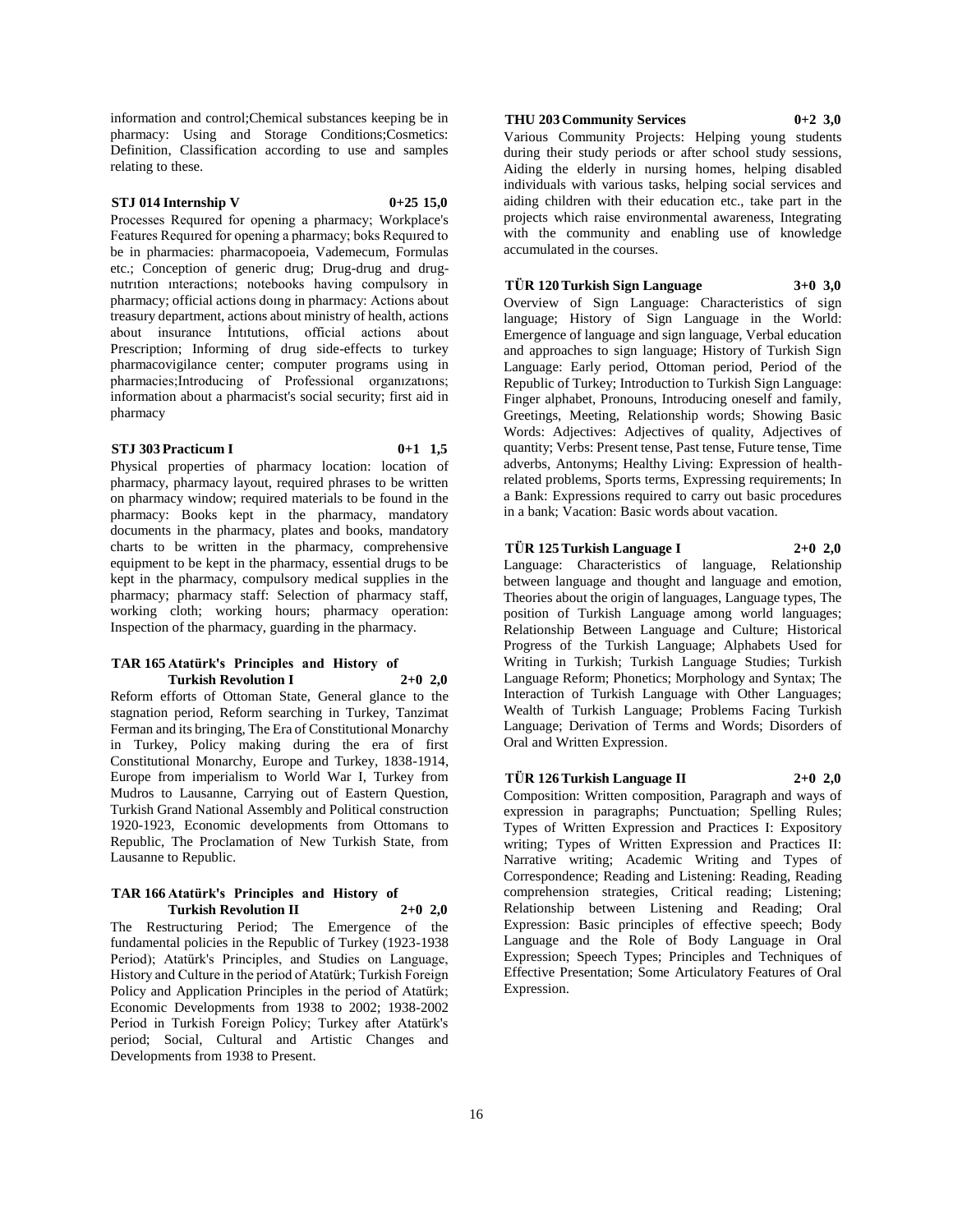information and control;Chemical substances keeping be in pharmacy: Using and Storage Conditions;Cosmetics: Definition, Classification according to use and samples relating to these.

**STJ 014 Internship V 0+25 15,0**

Processes Requıred for opening a pharmacy; Workplace's Features Requıred for opening a pharmacy; boks Requıred to be in pharmacies: pharmacopoeia, Vademecum, Formulas etc.; Conception of generic drug; Drug-drug and drug-nutrıtion ınteractions; notebooks having compulsory in pharmacy; official actions doıng in pharmacy: Actions about treasury department, actions about ministry of health, actions about insurance İntıtutions, official actions about Prescription; Informing of drug side-effects to turkey pharmacovigilance center; computer programs using in pharmacies;Introducing of Professional organızatıons; information about a pharmacist's social security; first aid in pharmacy

**STJ 303 Practicum I 0+1 1,5**

Physical properties of pharmacy location: location of pharmacy, pharmacy layout, required phrases to be written on pharmacy window; required materials to be found in the pharmacy: Books kept in the pharmacy, mandatory documents in the pharmacy, plates and books, mandatory charts to be written in the pharmacy, comprehensive equipment to be kept in the pharmacy, essential drugs to be kept in the pharmacy, compulsory medical supplies in the pharmacy; pharmacy staff: Selection of pharmacy staff, working cloth; working hours; pharmacy operation: Inspection of the pharmacy, guarding in the pharmacy.

**TAR 165 Atatürk's Principles and History of Turkish Revolution I 2+0 2,0**

Reform efforts of Ottoman State, General glance to the stagnation period, Reform searching in Turkey, Tanzimat Ferman and its bringing, The Era of Constitutional Monarchy in Turkey, Policy making during the era of first Constitutional Monarchy, Europe and Turkey, 1838-1914, Europe from imperialism to World War I, Turkey from Mudros to Lausanne, Carrying out of Eastern Question, Turkish Grand National Assembly and Political construction 1920-1923, Economic developments from Ottomans to Republic, The Proclamation of New Turkish State, from Lausanne to Republic.

**TAR 166 Atatürk's Principles and History of Turkish Revolution II 2+0 2,0**

The Restructuring Period; The Emergence of the fundamental policies in the Republic of Turkey (1923-1938 Period); Atatürk's Principles, and Studies on Language, History and Culture in the period of Atatürk; Turkish Foreign Policy and Application Principles in the period of Atatürk; Economic Developments from 1938 to 2002; 1938-2002 Period in Turkish Foreign Policy; Turkey after Atatürk's period; Social, Cultural and Artistic Changes and Developments from 1938 to Present.

**THU 203 Community Services 0+2 3,0**

Various Community Projects: Helping young students during their study periods or after school study sessions, Aiding the elderly in nursing homes, helping disabled individuals with various tasks, helping social services and aiding children with their education etc., take part in the projects which raise environmental awareness, Integrating with the community and enabling use of knowledge accumulated in the courses.

**TÜR 120 Turkish Sign Language 3+0 3,0**

Overview of Sign Language: Characteristics of sign language; History of Sign Language in the World: Emergence of language and sign language, Verbal education and approaches to sign language; History of Turkish Sign Language: Early period, Ottoman period, Period of the Republic of Turkey; Introduction to Turkish Sign Language: Finger alphabet, Pronouns, Introducing oneself and family, Greetings, Meeting, Relationship words; Showing Basic Words: Adjectives: Adjectives of quality, Adjectives of quantity; Verbs: Present tense, Past tense, Future tense, Time adverbs, Antonyms; Healthy Living: Expression of health-related problems, Sports terms, Expressing requirements; In a Bank: Expressions required to carry out basic procedures in a bank; Vacation: Basic words about vacation.

**TÜR 125 Turkish Language I 2+0 2,0**

Language: Characteristics of language, Relationship between language and thought and language and emotion, Theories about the origin of languages, Language types, The position of Turkish Language among world languages; Relationship Between Language and Culture; Historical Progress of the Turkish Language; Alphabets Used for Writing in Turkish; Turkish Language Studies; Turkish Language Reform; Phonetics; Morphology and Syntax; The Interaction of Turkish Language with Other Languages; Wealth of Turkish Language; Problems Facing Turkish Language; Derivation of Terms and Words; Disorders of Oral and Written Expression.

**TÜR 126 Turkish Language II 2+0 2,0**

Composition: Written composition, Paragraph and ways of expression in paragraphs; Punctuation; Spelling Rules; Types of Written Expression and Practices I: Expository writing; Types of Written Expression and Practices II: Narrative writing; Academic Writing and Types of Correspondence; Reading and Listening: Reading, Reading comprehension strategies, Critical reading; Listening; Relationship between Listening and Reading; Oral Expression: Basic principles of effective speech; Body Language and the Role of Body Language in Oral Expression; Speech Types; Principles and Techniques of Effective Presentation; Some Articulatory Features of Oral Expression.